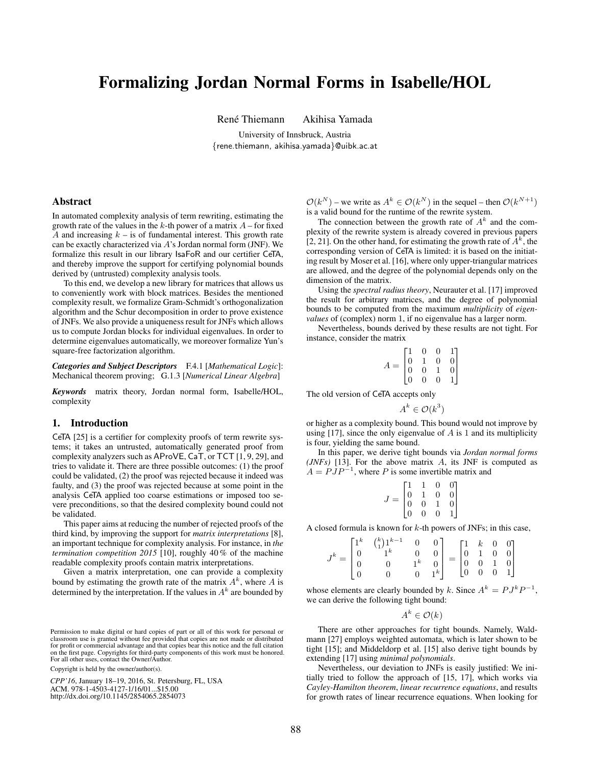# Formalizing Jordan Normal Forms in Isabelle/HOL

René Thiemann  Akihisa Yamada

University of Innsbruck, Austria

{rene.thiemann, akihisa.yamada}@uibk.ac.at

## Abstract

In automated complexity analysis of term rewriting, estimating the growth rate of the values in the $k$-th power of a matrix $A$ – for fixed $A$ and increasing $k$ – is of fundamental interest. This growth rate can be exactly characterized via $A$'s Jordan normal form (JNF). We formalize this result in our library IsaFoR and our certifier CeTA, and thereby improve the support for certifying polynomial bounds derived by (untrusted) complexity analysis tools.

To this end, we develop a new library for matrices that allows us to conveniently work with block matrices. Besides the mentioned complexity result, we formalize Gram-Schmidt's orthogonalization algorithm and the Schur decomposition in order to prove existence of JNFs. We also provide a uniqueness result for JNFs which allows us to compute Jordan blocks for individual eigenvalues. In order to determine eigenvalues automatically, we moreover formalize Yun's square-free factorization algorithm.

***Categories and Subject Descriptors*** F.4.1 [*Mathematical Logic*]: Mechanical theorem proving; G.1.3 [*Numerical Linear Algebra*]

***Keywords*** matrix theory, Jordan normal form, Isabelle/HOL, complexity

## 1. Introduction

CeTA [25] is a certifier for complexity proofs of term rewrite systems; it takes an untrusted, automatically generated proof from complexity analyzers such as AProVE, CaT, or TCT [1, 9, 29], and tries to validate it. There are three possible outcomes: (1) the proof could be validated, (2) the proof was rejected because it indeed was faulty, and (3) the proof was rejected because at some point in the analysis CeTA applied too coarse estimations or imposed too severe preconditions, so that the desired complexity bound could not be validated.

This paper aims at reducing the number of rejected proofs of the third kind, by improving the support for *matrix interpretations* [8], an important technique for complexity analysis. For instance, in *the termination competition 2015* [10], roughly 40 % of the machine readable complexity proofs contain matrix interpretations.

Given a matrix interpretation, one can provide a complexity bound by estimating the growth rate of the matrix $A^k$, where $A$ is determined by the interpretation. If the values in $A^k$ are bounded by $\mathcal{O}(k^N)$ – we write as $A^k \in \mathcal{O}(k^N)$ in the sequel – then $\mathcal{O}(k^{N+1})$ is a valid bound for the runtime of the rewrite system.

The connection between the growth rate of $A^k$ and the complexity of the rewrite system is already covered in previous papers [2, 21]. On the other hand, for estimating the growth rate of $A^k$, the corresponding version of CeTA is limited: it is based on the initiating result by Moser et al. [16], where only upper-triangular matrices are allowed, and the degree of the polynomial depends only on the dimension of the matrix.

Using the *spectral radius theory*, Neurauter et al. [17] improved the result for arbitrary matrices, and the degree of polynomial bounds to be computed from the maximum *multiplicity* of *eigenvalues* of (complex) norm 1, if no eigenvalue has a larger norm.

Nevertheless, bounds derived by these results are not tight. For instance, consider the matrix

$$A = \begin{bmatrix} 1 & 0 & 0 & 1 \\ 0 & 1 & 0 & 0 \\ 0 & 0 & 1 & 0 \\ 0 & 0 & 0 & 1 \end{bmatrix}$$

The old version of CeTA accepts only

$$A^k \in \mathcal{O}(k^3)$$

or higher as a complexity bound. This bound would not improve by using [17], since the only eigenvalue of $A$ is 1 and its multiplicity is four, yielding the same bound.

In this paper, we derive tight bounds via *Jordan normal forms (JNFs)* [13]. For the above matrix $A$, its JNF is computed as $A = PJP^{-1}$, where $P$ is some invertible matrix and

$$J = \begin{bmatrix} 1 & 1 & 0 & 0 \\ 0 & 1 & 0 & 0 \\ 0 & 0 & 1 & 0 \\ 0 & 0 & 0 & 1 \end{bmatrix}$$

A closed formula is known for $k$-th powers of JNFs; in this case,

$$J^k = \begin{bmatrix} 1^k & \binom{k}{1}1^{k-1} & 0 & 0 \\ 0 & 1^k & 0 & 0 \\ 0 & 0 & 1^k & 0 \\ 0 & 0 & 0 & 1^k \end{bmatrix} = \begin{bmatrix} 1 & k & 0 & 0 \\ 0 & 1 & 0 & 0 \\ 0 & 0 & 1 & 0 \\ 0 & 0 & 0 & 1 \end{bmatrix}$$

whose elements are clearly bounded by $k$. Since $A^k = PJ^kP^{-1}$, we can derive the following tight bound:

$$A^k \in \mathcal{O}(k)$$

There are other approaches for tight bounds. Namely, Waldmann [27] employs weighted automata, which is later shown to be tight [15]; and Middeldorp et al. [15] also derive tight bounds by extending [17] using *minimal polynomials*.

Nevertheless, our deviation to JNFs is easily justified: We initially tried to follow the approach of [15, 17], which works via *Cayley-Hamilton theorem*, *linear recurrence equations*, and results for growth rates of linear recurrence equations. When looking for

Permission to make digital or hard copies of part or all of this work for personal or classroom use is granted without fee provided that copies are not made or distributed for profit or commercial advantage and that copies bear this notice and the full citation on the first page. Copyrights for third-party components of this work must be honored. For all other uses, contact the Owner/Author.

Copyright is held by the owner/author(s).

*CPP'16*, January 18–19, 2016, St. Petersburg, FL, USA
ACM. 978-1-4503-4127-1/16/01...$15.00
http://dx.doi.org/10.1145/2854065.2854073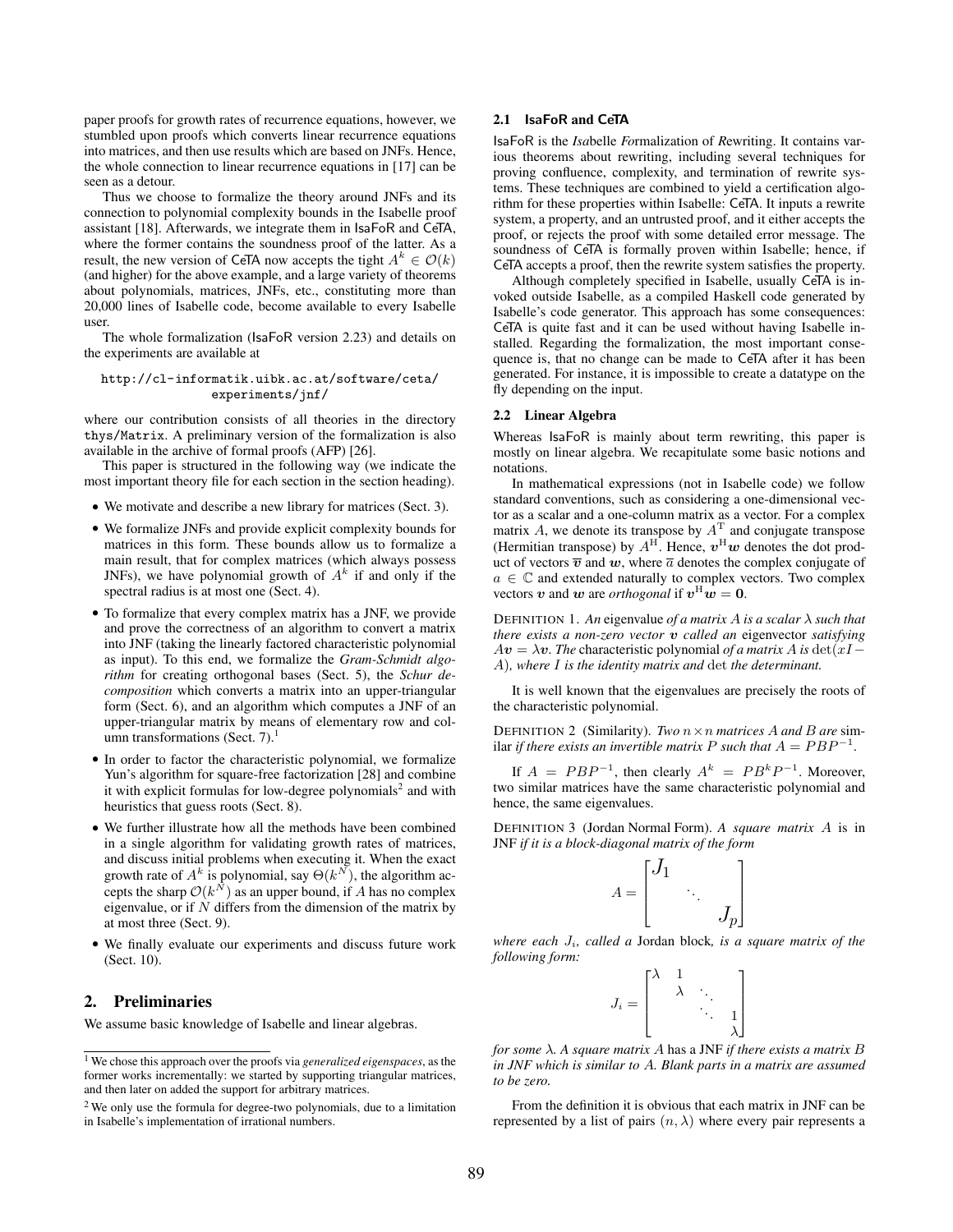paper proofs for growth rates of recurrence equations, however, we stumbled upon proofs which converts linear recurrence equations into matrices, and then use results which are based on JNFs. Hence, the whole connection to linear recurrence equations in [17] can be seen as a detour.

Thus we choose to formalize the theory around JNFs and its connection to polynomial complexity bounds in the Isabelle proof assistant [18]. Afterwards, we integrate them in IsaFoR and CeTA, where the former contains the soundness proof of the latter. As a result, the new version of CeTA now accepts the tight $A^k \in \mathcal{O}(k)$ (and higher) for the above example, and a large variety of theorems about polynomials, matrices, JNFs, etc., constituting more than 20,000 lines of Isabelle code, become available to every Isabelle user.

The whole formalization (IsaFoR version 2.23) and details on the experiments are available at

```
http://cl-informatik.uibk.ac.at/software/ceta/
            experiments/jnf/
```

where our contribution consists of all theories in the directory `thys/Matrix`. A preliminary version of the formalization is also available in the archive of formal proofs (AFP) [26].

This paper is structured in the following way (we indicate the most important theory file for each section in the section heading).

- We motivate and describe a new library for matrices (Sect. 3).
- We formalize JNFs and provide explicit complexity bounds for matrices in this form. These bounds allow us to formalize a main result, that for complex matrices (which always possess JNFs), we have polynomial growth of $A^k$ if and only if the spectral radius is at most one (Sect. 4).
- To formalize that every complex matrix has a JNF, we provide and prove the correctness of an algorithm to convert a matrix into JNF (taking the linearly factored characteristic polynomial as input). To this end, we formalize the *Gram-Schmidt algorithm* for creating orthogonal bases (Sect. 5), the *Schur decomposition* which converts a matrix into an upper-triangular form (Sect. 6), and an algorithm which computes a JNF of an upper-triangular matrix by means of elementary row and column transformations (Sect. 7).[1]
- In order to factor the characteristic polynomial, we formalize Yun's algorithm for square-free factorization [28] and combine it with explicit formulas for low-degree polynomials[2] and with heuristics that guess roots (Sect. 8).
- We further illustrate how all the methods have been combined in a single algorithm for validating growth rates of matrices, and discuss initial problems when executing it. When the exact growth rate of $A^k$ is polynomial, say $\Theta(k^N)$, the algorithm accepts the sharp $\mathcal{O}(k^N)$ as an upper bound, if $A$ has no complex eigenvalue, or if $N$ differs from the dimension of the matrix by at most three (Sect. 9).
- We finally evaluate our experiments and discuss future work (Sect. 10).

## 2. Preliminaries

We assume basic knowledge of Isabelle and linear algebras.

[1] We chose this approach over the proofs via *generalized eigenspaces*, as the former works incrementally: we started by supporting triangular matrices, and then later on added the support for arbitrary matrices.

[2] We only use the formula for degree-two polynomials, due to a limitation in Isabelle's implementation of irrational numbers.

### 2.1 IsaFoR and CeTA

IsaFoR is the *Isa*belle *Fo*rmalization of *R*ewriting. It contains various theorems about rewriting, including several techniques for proving confluence, complexity, and termination of rewrite systems. These techniques are combined to yield a certification algorithm for these properties within Isabelle: CeTA. It inputs a rewrite system, a property, and an untrusted proof, and it either accepts the proof, or rejects the proof with some detailed error message. The soundness of CeTA is formally proven within Isabelle; hence, if CeTA accepts a proof, then the rewrite system satisfies the property.

Although completely specified in Isabelle, usually CeTA is invoked outside Isabelle, as a compiled Haskell code generated by Isabelle's code generator. This approach has some consequences: CeTA is quite fast and it can be used without having Isabelle installed. Regarding the formalization, the most important consequence is, that no change can be made to CeTA after it has been generated. For instance, it is impossible to create a datatype on the fly depending on the input.

### 2.2 Linear Algebra

Whereas IsaFoR is mainly about term rewriting, this paper is mostly on linear algebra. We recapitulate some basic notions and notations.

In mathematical expressions (not in Isabelle code) we follow standard conventions, such as considering a one-dimensional vector as a scalar and a one-column matrix as a vector. For a complex matrix $A$, we denote its transpose by $A^{\mathrm{T}}$ and conjugate transpose (Hermitian transpose) by $A^{\mathrm{H}}$. Hence, $\boldsymbol{v}^{\mathrm{H}}\boldsymbol{w}$ denotes the dot product of vectors $\overline{\boldsymbol{v}}$ and $\boldsymbol{w}$, where $\overline{a}$ denotes the complex conjugate of $a \in \mathbb{C}$ and extended naturally to complex vectors. Two complex vectors $\boldsymbol{v}$ and $\boldsymbol{w}$ are *orthogonal* if $\boldsymbol{v}^{\mathrm{H}}\boldsymbol{w} = \boldsymbol{0}$.

DEFINITION 1. *An* eigenvalue *of a matrix $A$ is a scalar $\lambda$ such that there exists a non-zero vector $\boldsymbol{v}$ called an* eigenvector *satisfying $A\boldsymbol{v} = \lambda\boldsymbol{v}$. The* characteristic polynomial *of a matrix $A$ is $\det(xI - A)$, where $I$ is the identity matrix and $\det$ the determinant.*

It is well known that the eigenvalues are precisely the roots of the characteristic polynomial.

DEFINITION 2 (Similarity). *Two $n \times n$ matrices $A$ and $B$ are* similar *if there exists an invertible matrix $P$ such that $A = PBP^{-1}$.*

If $A = PBP^{-1}$, then clearly $A^k = PB^kP^{-1}$. Moreover, two similar matrices have the same characteristic polynomial and hence, the same eigenvalues.

DEFINITION 3 (Jordan Normal Form). *A square matrix $A$ is in* JNF *if it is a block-diagonal matrix of the form*

$$A = \begin{bmatrix} J_1 & & \\ & \ddots & \\ & & J_p \end{bmatrix}$$

*where each $J_i$, called a* Jordan block*, is a square matrix of the following form:*

$$J_i = \begin{bmatrix} \lambda & 1 & & \\ & \lambda & \ddots & \\ & & \ddots & 1 \\ & & & \lambda \end{bmatrix}$$

*for some $\lambda$. A square matrix $A$* has a JNF *if there exists a matrix $B$ in JNF which is similar to $A$. Blank parts in a matrix are assumed to be zero.*

From the definition it is obvious that each matrix in JNF can be represented by a list of pairs $(n, \lambda)$ where every pair represents a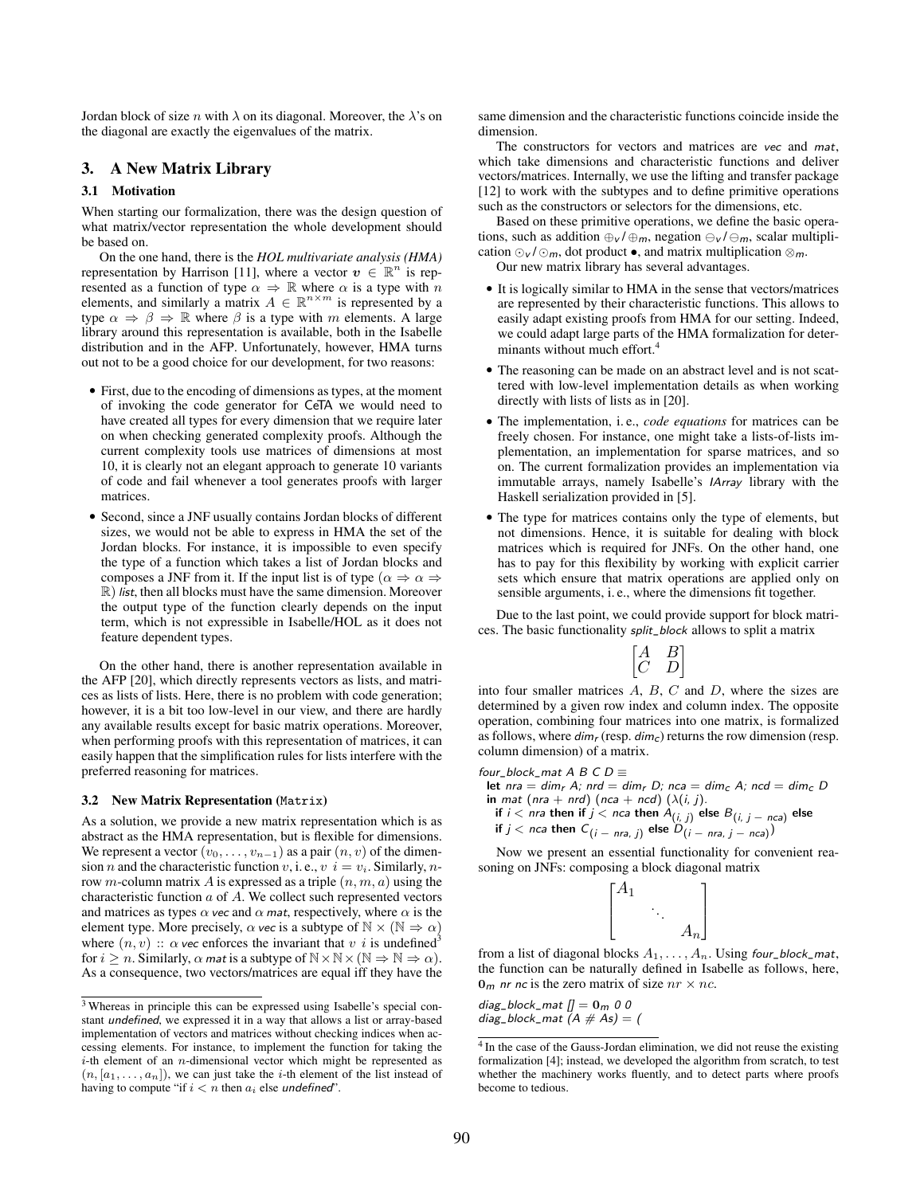Jordan block of size $n$ with $\lambda$ on its diagonal. Moreover, the $\lambda$'s on the diagonal are exactly the eigenvalues of the matrix.

## 3. A New Matrix Library

### 3.1 Motivation

When starting our formalization, there was the design question of what matrix/vector representation the whole development should be based on.

On the one hand, there is the *HOL multivariate analysis (HMA)* representation by Harrison [11], where a vector $\boldsymbol{v} \in \mathbb{R}^n$ is represented as a function of type $\alpha \Rightarrow \mathbb{R}$ where $\alpha$ is a type with $n$ elements, and similarly a matrix $A \in \mathbb{R}^{n \times m}$ is represented by a type $\alpha \Rightarrow \beta \Rightarrow \mathbb{R}$ where $\beta$ is a type with $m$ elements. A large library around this representation is available, both in the Isabelle distribution and in the AFP. Unfortunately, however, HMA turns out not to be a good choice for our development, for two reasons:

- First, due to the encoding of dimensions as types, at the moment of invoking the code generator for CeTA we would need to have created all types for every dimension that we require later on when checking generated complexity proofs. Although the current complexity tools use matrices of dimensions at most 10, it is clearly not an elegant approach to generate 10 variants of code and fail whenever a tool generates proofs with larger matrices.
- Second, since a JNF usually contains Jordan blocks of different sizes, we would not be able to express in HMA the set of the Jordan blocks. For instance, it is impossible to even specify the type of a function which takes a list of Jordan blocks and composes a JNF from it. If the input list is of type $(\alpha \Rightarrow \alpha \Rightarrow \mathbb{R})$ *list*, then all blocks must have the same dimension. Moreover the output type of the function clearly depends on the input term, which is not expressible in Isabelle/HOL as it does not feature dependent types.

On the other hand, there is another representation available in the AFP [20], which directly represents vectors as lists, and matrices as lists of lists. Here, there is no problem with code generation; however, it is a bit too low-level in our view, and there are hardly any available results except for basic matrix operations. Moreover, when performing proofs with this representation of matrices, it can easily happen that the simplification rules for lists interfere with the preferred reasoning for matrices.

### 3.2 New Matrix Representation (Matrix)

As a solution, we provide a new matrix representation which is as abstract as the HMA representation, but is flexible for dimensions. We represent a vector $(v_0, \ldots, v_{n-1})$ as a pair $(n, v)$ of the dimension $n$ and the characteristic function $v$, i. e., $v\ i = v_i$. Similarly, $n$-row $m$-column matrix $A$ is expressed as a triple $(n, m, a)$ using the characteristic function $a$ of $A$. We collect such represented vectors and matrices as types $\alpha$ *vec* and $\alpha$ *mat*, respectively, where $\alpha$ is the element type. More precisely, $\alpha$ *vec* is a subtype of $\mathbb{N} \times (\mathbb{N} \Rightarrow \alpha)$ where $(n, v) :: \alpha$ *vec* enforces the invariant that $v\ i$ is undefined[3] for $i \geq n$. Similarly, $\alpha$ *mat* is a subtype of $\mathbb{N} \times \mathbb{N} \times (\mathbb{N} \Rightarrow \mathbb{N} \Rightarrow \alpha)$. As a consequence, two vectors/matrices are equal iff they have the same dimension and the characteristic functions coincide inside the dimension.

The constructors for vectors and matrices are *vec* and *mat*, which take dimensions and characteristic functions and deliver vectors/matrices. Internally, we use the lifting and transfer package [12] to work with the subtypes and to define primitive operations such as the constructors or selectors for the dimensions, etc.

Based on these primitive operations, we define the basic operations, such as addition $\oplus_v / \oplus_m$, negation $\ominus_v / \ominus_m$, scalar multiplication $\odot_v / \odot_m$, dot product $\bullet$, and matrix multiplication $\otimes_m$.

Our new matrix library has several advantages.

- It is logically similar to HMA in the sense that vectors/matrices are represented by their characteristic functions. This allows to easily adapt existing proofs from HMA for our setting. Indeed, we could adapt large parts of the HMA formalization for determinants without much effort.[4]
- The reasoning can be made on an abstract level and is not scattered with low-level implementation details as when working directly with lists of lists as in [20].
- The implementation, i. e., *code equations* for matrices can be freely chosen. For instance, one might take a lists-of-lists implementation, an implementation for sparse matrices, and so on. The current formalization provides an implementation via immutable arrays, namely Isabelle's *IArray* library with the Haskell serialization provided in [5].
- The type for matrices contains only the type of elements, but not dimensions. Hence, it is suitable for dealing with block matrices which is required for JNFs. On the other hand, one has to pay for this flexibility by working with explicit carrier sets which ensure that matrix operations are applied only on sensible arguments, i. e., where the dimensions fit together.

Due to the last point, we could provide support for block matrices. The basic functionality *split_block* allows to split a matrix

$$\begin{bmatrix} A & B \\ C & D \end{bmatrix}$$

into four smaller matrices $A$, $B$, $C$ and $D$, where the sizes are determined by a given row index and column index. The opposite operation, combining four matrices into one matrix, is formalized as follows, where $dim_r$ (resp. $dim_c$) returns the row dimension (resp. column dimension) of a matrix.

```
four_block_mat A B C D ≡
  let nra = dim_r A; nrd = dim_r D; nca = dim_c A; ncd = dim_c D
  in mat (nra + nrd) (nca + ncd) (λ(i, j).
    if i < nra then if j < nca then A_(i, j) else B_(i, j − nca) else
    if j < nca then C_(i − nra, j) else D_(i − nra, j − nca))
```

Now we present an essential functionality for convenient reasoning on JNFs: composing a block diagonal matrix

$$\begin{bmatrix} A_1 & & \\ & \ddots & \\ & & A_n \end{bmatrix}$$

from a list of diagonal blocks $A_1, \ldots, A_n$. Using *four_block_mat*, the function can be naturally defined in Isabelle as follows, here, $\mathbf{0}_m$ *nr nc* is the zero matrix of size $nr \times nc$.

```
diag_block_mat [] = 0_m 0 0
diag_block_mat (A # As) = (
```

[3] Whereas in principle this can be expressed using Isabelle's special constant *undefined*, we expressed it in a way that allows a list or array-based implementation of vectors and matrices without checking indices when accessing elements. For instance, to implement the function for taking the $i$-th element of an $n$-dimensional vector which might be represented as $(n, [a_1, \ldots, a_n])$, we can just take the $i$-th element of the list instead of having to compute "if $i < n$ then $a_i$ else *undefined*".

[4] In the case of the Gauss-Jordan elimination, we did not reuse the existing formalization [4]; instead, we developed the algorithm from scratch, to test whether the machinery works fluently, and to detect parts where proofs become to tedious.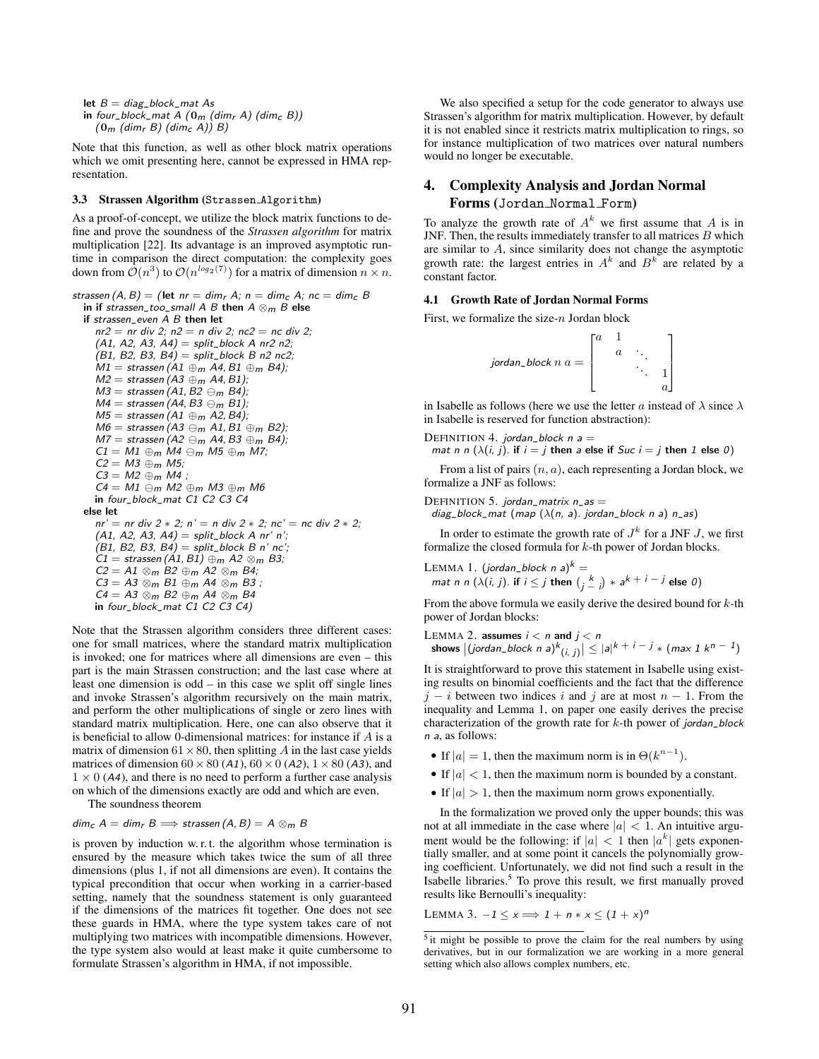```
let B = diag_block_mat As
in four_block_mat A (0_m (dim_r A) (dim_c B))
   (0_m (dim_r B) (dim_c A)) B)
```

Note that this function, as well as other block matrix operations which we omit presenting here, cannot be expressed in HMA representation.

### 3.3 Strassen Algorithm (Strassen_Algorithm)

As a proof-of-concept, we utilize the block matrix functions to define and prove the soundness of the *Strassen algorithm* for matrix multiplication [22]. Its advantage is an improved asymptotic runtime in comparison the direct computation: the complexity goes down from $\mathcal{O}(n^3)$ to $\mathcal{O}(n^{log_2(7)})$ for a matrix of dimension $n \times n$.

```
strassen (A, B) = (let nr = dim_r A; n = dim_c A; nc = dim_c B
  in if strassen_too_small A B then A ⊗_m B else
  if strassen_even A B then let
    nr2 = nr div 2; n2 = n div 2; nc2 = nc div 2;
    (A1, A2, A3, A4) = split_block A nr2 n2;
    (B1, B2, B3, B4) = split_block B n2 nc2;
    M1 = strassen (A1 ⊕_m A4, B1 ⊕_m B4);
    M2 = strassen (A3 ⊕_m A4, B1);
    M3 = strassen (A1, B2 ⊖_m B4);
    M4 = strassen (A4, B3 ⊖_m B1);
    M5 = strassen (A1 ⊕_m A2, B4);
    M6 = strassen (A3 ⊖_m A1, B1 ⊕_m B2);
    M7 = strassen (A2 ⊖_m A4, B3 ⊕_m B4);
    C1 = M1 ⊕_m M4 ⊖_m M5 ⊕_m M7;
    C2 = M3 ⊕_m M5;
    C3 = M2 ⊕_m M4 ;
    C4 = M1 ⊖_m M2 ⊕_m M3 ⊕_m M6
    in four_block_mat C1 C2 C3 C4
  else let
    nr' = nr div 2 * 2; n' = n div 2 * 2; nc' = nc div 2 * 2;
    (A1, A2, A3, A4) = split_block A nr' n';
    (B1, B2, B3, B4) = split_block B n' nc';
    C1 = strassen (A1, B1) ⊕_m A2 ⊗_m B3;
    C2 = A1 ⊗_m B2 ⊕_m A2 ⊗_m B4;
    C3 = A3 ⊗_m B1 ⊕_m A4 ⊗_m B3 ;
    C4 = A3 ⊗_m B2 ⊕_m A4 ⊗_m B4
    in four_block_mat C1 C2 C3 C4)
```

Note that the Strassen algorithm considers three different cases: one for small matrices, where the standard matrix multiplication is invoked; one for matrices where all dimensions are even – this part is the main Strassen construction; and the last case where at least one dimension is odd – in this case we split off single lines and invoke Strassen's algorithm recursively on the main matrix, and perform the other multiplications of single or zero lines with standard matrix multiplication. Here, one can also observe that it is beneficial to allow 0-dimensional matrices: for instance if $A$ is a matrix of dimension $61 \times 80$, then splitting $A$ in the last case yields matrices of dimension $60 \times 80$ (*A1*), $60 \times 0$ (*A2*), $1 \times 80$ (*A3*), and $1 \times 0$ (*A4*), and there is no need to perform a further case analysis on which of the dimensions exactly are odd and which are even.

The soundness theorem

$dim_c\ A = dim_r\ B \Longrightarrow strassen\,(A, B) = A \otimes_m B$

is proven by induction w. r. t. the algorithm whose termination is ensured by the measure which takes twice the sum of all three dimensions (plus 1, if not all dimensions are even). It contains the typical precondition that occur when working in a carrier-based setting, namely that the soundness statement is only guaranteed if the dimensions of the matrices fit together. One does not see these guards in HMA, where the type system takes care of not multiplying two matrices with incompatible dimensions. However, the type system also would at least make it quite cumbersome to formulate Strassen's algorithm in HMA, if not impossible.

We also specified a setup for the code generator to always use Strassen's algorithm for matrix multiplication. However, by default it is not enabled since it restricts matrix multiplication to rings, so for instance multiplication of two matrices over natural numbers would no longer be executable.

## 4. Complexity Analysis and Jordan Normal Forms (Jordan_Normal_Form)

To analyze the growth rate of $A^k$ we first assume that $A$ is in JNF. Then, the results immediately transfer to all matrices $B$ which are similar to $A$, since similarity does not change the asymptotic growth rate: the largest entries in $A^k$ and $B^k$ are related by a constant factor.

### 4.1 Growth Rate of Jordan Normal Forms

First, we formalize the size-$n$ Jordan block

$$\textit{jordan\_block}\ n\ a = \begin{bmatrix} a & 1 & & \\ & a & \ddots & \\ & & \ddots & 1 \\ & & & a \end{bmatrix}$$

in Isabelle as follows (here we use the letter $a$ instead of $\lambda$ since $\lambda$ in Isabelle is reserved for function abstraction):

DEFINITION 4. *jordan_block n a =*
*mat n n (λ(i, j).* **if** *i = j* **then** *a* **else if** *Suc i = j* **then** *1* **else** *0)*

From a list of pairs $(n, a)$, each representing a Jordan block, we formalize a JNF as follows:

DEFINITION 5. *jordan_matrix n_as =*
*diag_block_mat (map (λ(n, a). jordan_block n a) n_as)*

In order to estimate the growth rate of $J^k$ for a JNF $J$, we first formalize the closed formula for $k$-th power of Jordan blocks.

LEMMA 1. $(\textit{jordan\_block}\ n\ a)^k =$
$\textit{mat}\ n\ n\ (\lambda(i, j).\ \textbf{if}\ i \leq j\ \textbf{then}\ \binom{k}{j-i} * a^{k+i-j}\ \textbf{else}\ 0)$

From the above formula we easily derive the desired bound for $k$-th power of Jordan blocks:

LEMMA 2. **assumes** $i < n$ **and** $j < n$
**shows** $\left|(\textit{jordan\_block}\ n\ a)^k{}_{(i,\ j)}\right| \leq |a|^{k+i-j} * (\textit{max}\ 1\ k^{n-1})$

It is straightforward to prove this statement in Isabelle using existing results on binomial coefficients and the fact that the difference $j - i$ between two indices $i$ and $j$ are at most $n - 1$. From the inequality and Lemma 1, on paper one easily derives the precise characterization of the growth rate for $k$-th power of *jordan_block n a*, as follows:

- If $|a| = 1$, then the maximum norm is in $\Theta(k^{n-1})$.
- If $|a| < 1$, then the maximum norm is bounded by a constant.
- If $|a| > 1$, then the maximum norm grows exponentially.

In the formalization we proved only the upper bounds; this was not at all immediate in the case where $|a| < 1$. An intuitive argument would be the following: if $|a| < 1$ then $|a^k|$ gets exponentially smaller, and at some point it cancels the polynomially growing coefficient. Unfortunately, we did not find such a result in the Isabelle libraries.[5] To prove this result, we first manually proved results like Bernoulli's inequality:

LEMMA 3. $-1 \leq x \Longrightarrow 1 + n * x \leq (1 + x)^n$

[5] it might be possible to prove the claim for the real numbers by using derivatives, but in our formalization we are working in a more general setting which also allows complex numbers, etc.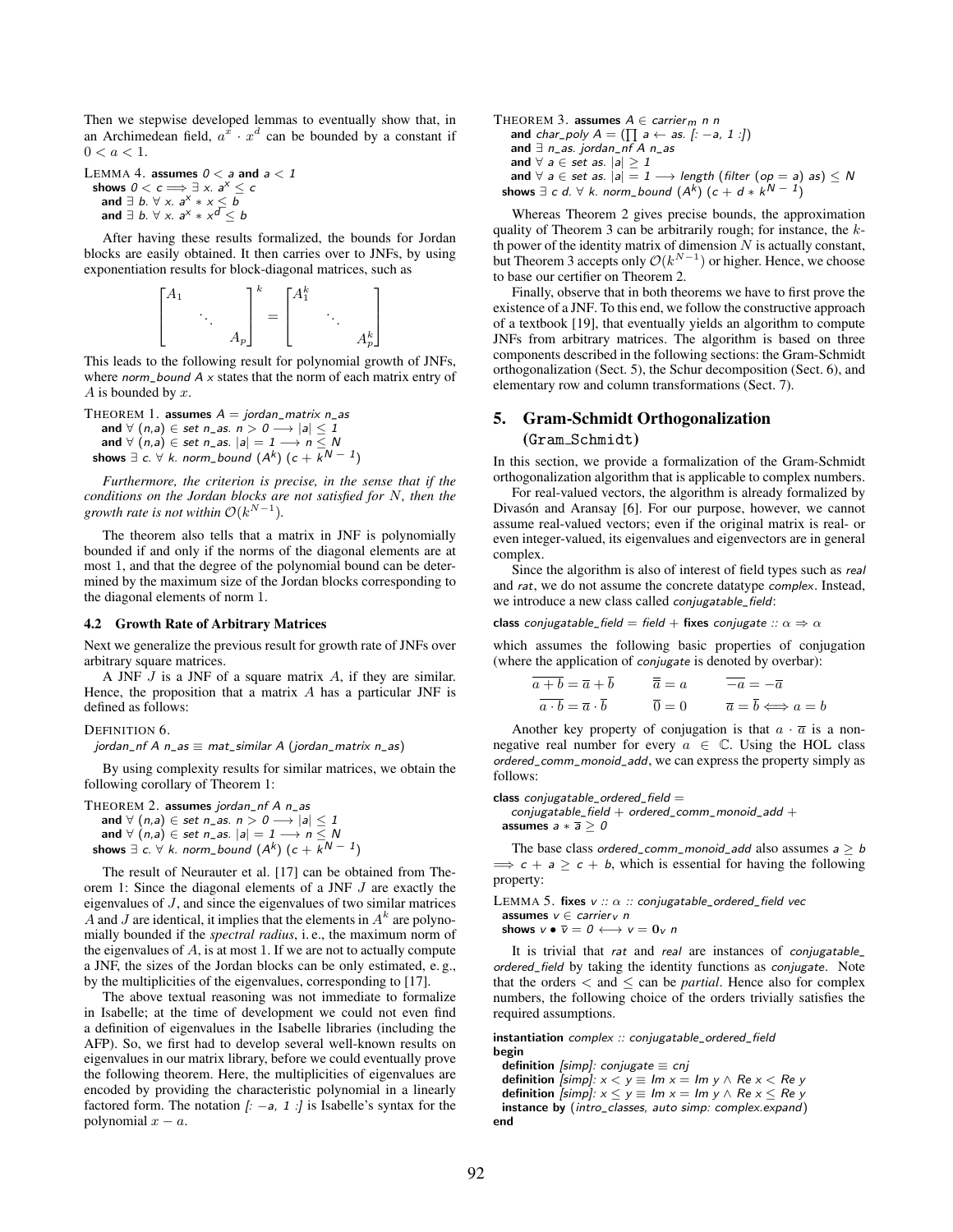Then we stepwise developed lemmas to eventually show that, in an Archimedean field, $a^x \cdot x^d$ can be bounded by a constant if $0 < a < 1$.

LEMMA 4. **assumes** *0 < a* **and** *a < 1*
**shows** *0 < c ⟹ ∃ x. a^x ≤ c*
**and** *∃ b. ∀ x. a^x ∗ x ≤ b*
**and** *∃ b. ∀ x. a^x ∗ x^d ≤ b*

After having these results formalized, the bounds for Jordan blocks are easily obtained. It then carries over to JNFs, by using exponentiation results for block-diagonal matrices, such as

$$\begin{bmatrix} A_1 & & \\ & \ddots & \\ & & A_p \end{bmatrix}^k = \begin{bmatrix} A_1^k & & \\ & \ddots & \\ & & A_p^k \end{bmatrix}$$

This leads to the following result for polynomial growth of JNFs, where *norm_bound A x* states that the norm of each matrix entry of $A$ is bounded by $x$.

THEOREM 1. **assumes** *A = jordan_matrix n_as*
**and** *∀ (n,a) ∈ set n_as. n > 0 ⟶ |a| ≤ 1*
**and** *∀ (n,a) ∈ set n_as. |a| = 1 ⟶ n ≤ N*
**shows** *∃ c. ∀ k. norm_bound (A^k) (c + k^{N − 1})*

*Furthermore, the criterion is precise, in the sense that if the conditions on the Jordan blocks are not satisfied for $N$, then the growth rate is not within $\mathcal{O}(k^{N-1})$.*

The theorem also tells that a matrix in JNF is polynomially bounded if and only if the norms of the diagonal elements are at most 1, and that the degree of the polynomial bound can be determined by the maximum size of the Jordan blocks corresponding to the diagonal elements of norm 1.

### 4.2 Growth Rate of Arbitrary Matrices

Next we generalize the previous result for growth rate of JNFs over arbitrary square matrices.

A JNF $J$ is a JNF of a square matrix $A$, if they are similar. Hence, the proposition that a matrix $A$ has a particular JNF is defined as follows:

DEFINITION 6.
*jordan_nf A n_as ≡ mat_similar A (jordan_matrix n_as)*

By using complexity results for similar matrices, we obtain the following corollary of Theorem 1:

THEOREM 2. **assumes** *jordan_nf A n_as*
**and** *∀ (n,a) ∈ set n_as. n > 0 ⟶ |a| ≤ 1*
**and** *∀ (n,a) ∈ set n_as. |a| = 1 ⟶ n ≤ N*
**shows** *∃ c. ∀ k. norm_bound (A^k) (c + k^{N − 1})*

The result of Neurauter et al. [17] can be obtained from Theorem 1: Since the diagonal elements of a JNF $J$ are exactly the eigenvalues of $J$, and since the eigenvalues of two similar matrices $A$ and $J$ are identical, it implies that the elements in $A^k$ are polynomially bounded if the *spectral radius*, i. e., the maximum norm of the eigenvalues of $A$, is at most 1. If we are not to actually compute a JNF, the sizes of the Jordan blocks can be only estimated, e. g., by the multiplicities of the eigenvalues, corresponding to [17].

The above textual reasoning was not immediate to formalize in Isabelle; at the time of development we could not even find a definition of eigenvalues in the Isabelle libraries (including the AFP). So, we first had to develop several well-known results on eigenvalues in our matrix library, before we could eventually prove the following theorem. Here, the multiplicities of eigenvalues are encoded by providing the characteristic polynomial in a linearly factored form. The notation *[: −a, 1 :]* is Isabelle's syntax for the polynomial $x - a$.

THEOREM 3. **assumes** *A ∈ carrier_m n n*
**and** *char_poly A = (∏ a ← as. [: −a, 1 :])*
**and** *∃ n_as. jordan_nf A n_as*
**and** *∀ a ∈ set as. |a| ≥ 1*
**and** *∀ a ∈ set as. |a| = 1 ⟶ length (filter (op = a) as) ≤ N*
**shows** *∃ c d. ∀ k. norm_bound (A^k) (c + d ∗ k^{N − 1})*

Whereas Theorem 2 gives precise bounds, the approximation quality of Theorem 3 can be arbitrarily rough; for instance, the $k$-th power of the identity matrix of dimension $N$ is actually constant, but Theorem 3 accepts only $\mathcal{O}(k^{N-1})$ or higher. Hence, we choose to base our certifier on Theorem 2.

Finally, observe that in both theorems we have to first prove the existence of a JNF. To this end, we follow the constructive approach of a textbook [19], that eventually yields an algorithm to compute JNFs from arbitrary matrices. The algorithm is based on three components described in the following sections: the Gram-Schmidt orthogonalization (Sect. 5), the Schur decomposition (Sect. 6), and elementary row and column transformations (Sect. 7).

## 5. Gram-Schmidt Orthogonalization (Gram_Schmidt)

In this section, we provide a formalization of the Gram-Schmidt orthogonalization algorithm that is applicable to complex numbers.

For real-valued vectors, the algorithm is already formalized by Divasón and Aransay [6]. For our purpose, however, we cannot assume real-valued vectors; even if the original matrix is real- or even integer-valued, its eigenvalues and eigenvectors are in general complex.

Since the algorithm is also of interest of field types such as *real* and *rat*, we do not assume the concrete datatype *complex*. Instead, we introduce a new class called *conjugatable_field*:

**class** *conjugatable_field = field +* **fixes** *conjugate :: α ⇒ α*

which assumes the following basic properties of conjugation (where the application of *conjugate* is denoted by overbar):

$$\overline{a+b} = \overline{a} + \overline{b} \qquad \overline{\overline{a}} = a \qquad \overline{-a} = -\overline{a}$$
$$\overline{a \cdot b} = \overline{a} \cdot \overline{b} \qquad \overline{0} = 0 \qquad \overline{a} = \overline{b} \Longleftrightarrow a = b$$

Another key property of conjugation is that $a \cdot \overline{a}$ is a non-negative real number for every $a \in \mathbb{C}$. Using the HOL class *ordered_comm_monoid_add*, we can express the property simply as follows:

**class** *conjugatable_ordered_field =*
*conjugatable_field + ordered_comm_monoid_add +*
**assumes** *a ∗ ā ≥ 0*

The base class *ordered_comm_monoid_add* also assumes *a ≥ b ⟹ c + a ≥ c + b*, which is essential for having the following property:

LEMMA 5. **fixes** *v :: α :: conjugatable_ordered_field vec*
**assumes** *v ∈ carrier_v n*
**shows** *v • v̄ = 0 ⟷ v = 0_v n*

It is trivial that *rat* and *real* are instances of *conjugatable_ordered_field* by taking the identity functions as *conjugate*. Note that the orders < and ≤ can be *partial*. Hence also for complex numbers, the following choice of the orders trivially satisfies the required assumptions.

```
instantiation complex :: conjugatable_ordered_field
begin
  definition [simp]: conjugate ≡ cnj
  definition [simp]: x < y ≡ Im x = Im y ∧ Re x < Re y
  definition [simp]: x ≤ y ≡ Im x = Im y ∧ Re x ≤ Re y
  instance by (intro_classes, auto simp: complex.expand)
end
```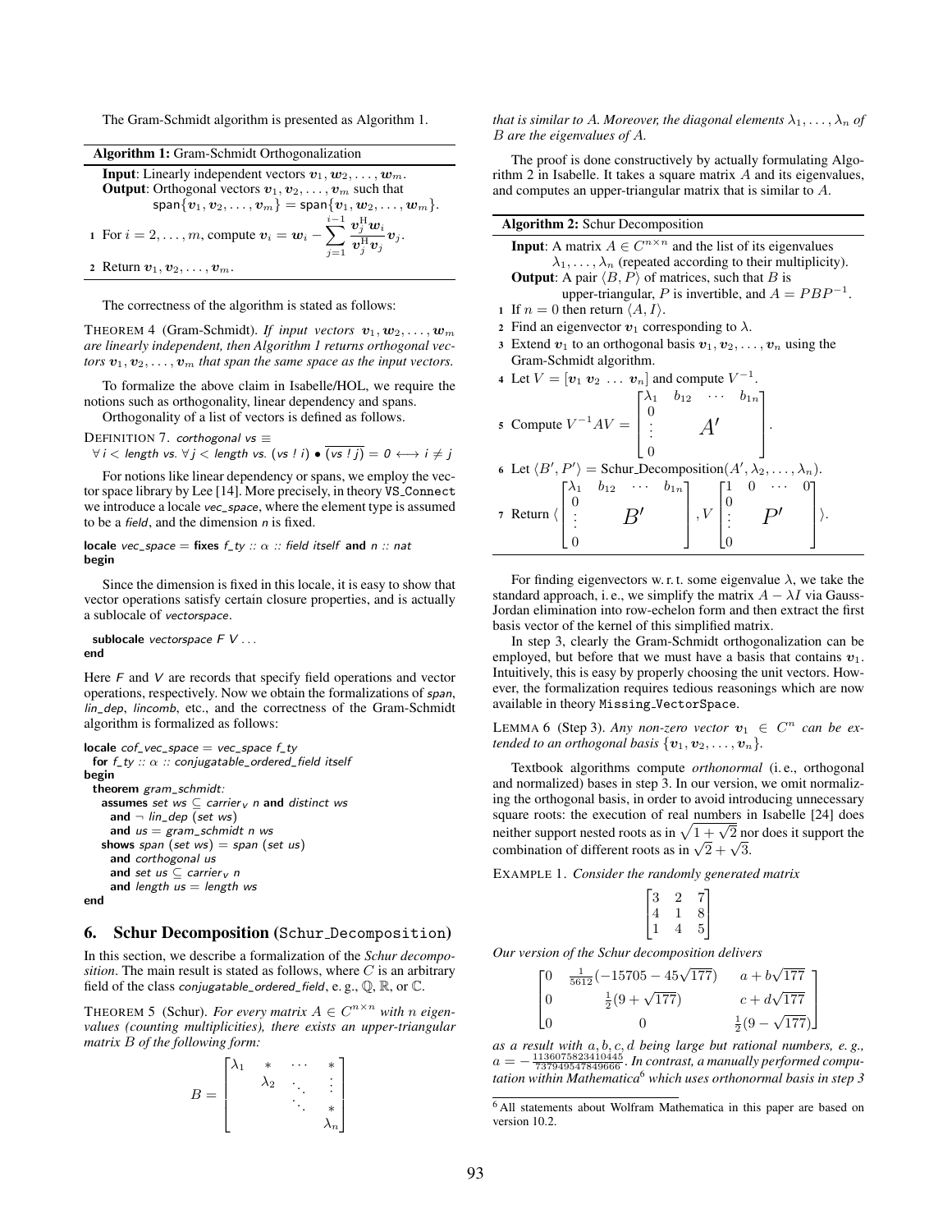The Gram-Schmidt algorithm is presented as Algorithm 1.

**Algorithm 1:** Gram-Schmidt Orthogonalization

**Input**: Linearly independent vectors $\boldsymbol{v}_1, \boldsymbol{w}_2, \ldots, \boldsymbol{w}_m$.
**Output**: Orthogonal vectors $\boldsymbol{v}_1, \boldsymbol{v}_2, \ldots, \boldsymbol{v}_m$ such that $\mathsf{span}\{\boldsymbol{v}_1, \boldsymbol{v}_2, \ldots, \boldsymbol{v}_m\} = \mathsf{span}\{\boldsymbol{v}_1, \boldsymbol{w}_2, \ldots, \boldsymbol{w}_m\}$.

1. For $i = 2, \ldots, m$, compute $\boldsymbol{v}_i = \boldsymbol{w}_i - \sum_{j=1}^{i-1} \frac{\boldsymbol{v}_j^{\mathrm{H}} \boldsymbol{w}_i}{\boldsymbol{v}_j^{\mathrm{H}} \boldsymbol{v}_j} \boldsymbol{v}_j$.
2. Return $\boldsymbol{v}_1, \boldsymbol{v}_2, \ldots, \boldsymbol{v}_m$.

The correctness of the algorithm is stated as follows:

THEOREM 4 (Gram-Schmidt). *If input vectors $\boldsymbol{v}_1, \boldsymbol{w}_2, \ldots, \boldsymbol{w}_m$ are linearly independent, then Algorithm 1 returns orthogonal vectors $\boldsymbol{v}_1, \boldsymbol{v}_2, \ldots, \boldsymbol{v}_m$ that span the same space as the input vectors.*

To formalize the above claim in Isabelle/HOL, we require the notions such as orthogonality, linear dependency and spans.

Orthogonality of a list of vectors is defined as follows.

DEFINITION 7. *corthogonal vs* $\equiv$
$\forall\, i <$ *length vs.* $\forall\, j <$ *length vs.* $(vs\ !\ i) \bullet \overline{(vs\ !\ j)} = 0 \longleftrightarrow i \neq j$

For notions like linear dependency or spans, we employ the vector space library by Lee [14]. More precisely, in theory `VS_Connect` we introduce a locale *vec_space*, where the element type is assumed to be a *field*, and the dimension *n* is fixed.

```
locale vec_space = fixes f_ty :: α :: field itself and n :: nat
begin
```

Since the dimension is fixed in this locale, it is easy to show that vector operations satisfy certain closure properties, and is actually a sublocale of *vectorspace*.

```
  sublocale vectorspace F V ...
end
```

Here *F* and *V* are records that specify field operations and vector operations, respectively. Now we obtain the formalizations of *span*, *lin_dep*, *lincomb*, etc., and the correctness of the Gram-Schmidt algorithm is formalized as follows:

```
locale cof_vec_space = vec_space f_ty
  for f_ty :: α :: conjugatable_ordered_field itself
begin
  theorem gram_schmidt:
    assumes set ws ⊆ carrier_v n and distinct ws
      and ¬ lin_dep (set ws)
      and us = gram_schmidt n ws
    shows span (set ws) = span (set us)
      and corthogonal us
      and set us ⊆ carrier_v n
      and length us = length ws
end
```

## 6. Schur Decomposition (`Schur_Decomposition`)

In this section, we describe a formalization of the *Schur decomposition*. The main result is stated as follows, where $C$ is an arbitrary field of the class *conjugatable_ordered_field*, e. g., $\mathbb{Q}$, $\mathbb{R}$, or $\mathbb{C}$.

THEOREM 5 (Schur). *For every matrix $A \in C^{n \times n}$ with $n$ eigenvalues (counting multiplicities), there exists an upper-triangular matrix $B$ of the following form:*

$$B = \begin{bmatrix} \lambda_1 & * & \cdots & * \\ & \lambda_2 & \ddots & \vdots \\ & & \ddots & * \\ & & & \lambda_n \end{bmatrix}$$

*that is similar to $A$. Moreover, the diagonal elements $\lambda_1, \ldots, \lambda_n$ of $B$ are the eigenvalues of $A$.*

The proof is done constructively by actually formulating Algorithm 2 in Isabelle. It takes a square matrix $A$ and its eigenvalues, and computes an upper-triangular matrix that is similar to $A$.

**Algorithm 2:** Schur Decomposition

**Input**: A matrix $A \in C^{n \times n}$ and the list of its eigenvalues $\lambda_1, \ldots, \lambda_n$ (repeated according to their multiplicity).
**Output**: A pair $\langle B, P\rangle$ of matrices, such that $B$ is upper-triangular, $P$ is invertible, and $A = PBP^{-1}$.

1. If $n = 0$ then return $\langle A, I\rangle$.
2. Find an eigenvector $\boldsymbol{v}_1$ corresponding to $\lambda$.
3. Extend $\boldsymbol{v}_1$ to an orthogonal basis $\boldsymbol{v}_1, \boldsymbol{v}_2, \ldots, \boldsymbol{v}_n$ using the Gram-Schmidt algorithm.
4. Let $V = [\boldsymbol{v}_1\ \boldsymbol{v}_2\ \ldots\ \boldsymbol{v}_n]$ and compute $V^{-1}$.
5. Compute $V^{-1}AV = \begin{bmatrix} \lambda_1 & b_{12} & \cdots & b_{1n} \\ 0 & & & \\ \vdots & & A' & \\ 0 & & & \end{bmatrix}$.
6. Let $\langle B', P'\rangle = \text{Schur\_Decomposition}(A', \lambda_2, \ldots, \lambda_n)$.
7. Return $\left\langle \begin{bmatrix} \lambda_1 & b_{12} & \cdots & b_{1n} \\ 0 & & & \\ \vdots & & B' & \\ 0 & & & \end{bmatrix}, V \begin{bmatrix} 1 & 0 & \cdots & 0 \\ 0 & & & \\ \vdots & & P' & \\ 0 & & & \end{bmatrix} \right\rangle$.

For finding eigenvectors w. r. t. some eigenvalue $\lambda$, we take the standard approach, i. e., we simplify the matrix $A - \lambda I$ via Gauss-Jordan elimination into row-echelon form and then extract the first basis vector of the kernel of this simplified matrix.

In step 3, clearly the Gram-Schmidt orthogonalization can be employed, but before that we must have a basis that contains $\boldsymbol{v}_1$. Intuitively, this is easy by properly choosing the unit vectors. However, the formalization requires tedious reasonings which are now available in theory `Missing_VectorSpace`.

LEMMA 6 (Step 3). *Any non-zero vector $\boldsymbol{v}_1 \in C^n$ can be extended to an orthogonal basis $\{\boldsymbol{v}_1, \boldsymbol{v}_2, \ldots, \boldsymbol{v}_n\}$.*

Textbook algorithms compute *orthonormal* (i. e., orthogonal and normalized) bases in step 3. In our version, we omit normalizing the orthogonal basis, in order to avoid introducing unnecessary square roots: the execution of real numbers in Isabelle [24] does neither support nested roots as in $\sqrt{1+\sqrt{2}}$ nor does it support the combination of different roots as in $\sqrt{2} + \sqrt{3}$.

EXAMPLE 1. *Consider the randomly generated matrix*

$$\begin{bmatrix} 3 & 2 & 7 \\ 4 & 1 & 8 \\ 1 & 4 & 5 \end{bmatrix}$$

*Our version of the Schur decomposition delivers*

$$\begin{bmatrix} 0 & \frac{1}{5612}(-15705 - 45\sqrt{177}) & a + b\sqrt{177} \\ 0 & \frac{1}{2}(9 + \sqrt{177}) & c + d\sqrt{177} \\ 0 & 0 & \frac{1}{2}(9 - \sqrt{177}) \end{bmatrix}$$

*as a result with $a, b, c, d$ being large but rational numbers, e. g., $a = -\frac{1136075823410445}{7379495478496666}$. In contrast, a manually performed computation within Mathematica*[6] *which uses orthonormal basis in step 3*

[6] All statements about Wolfram Mathematica in this paper are based on version 10.2.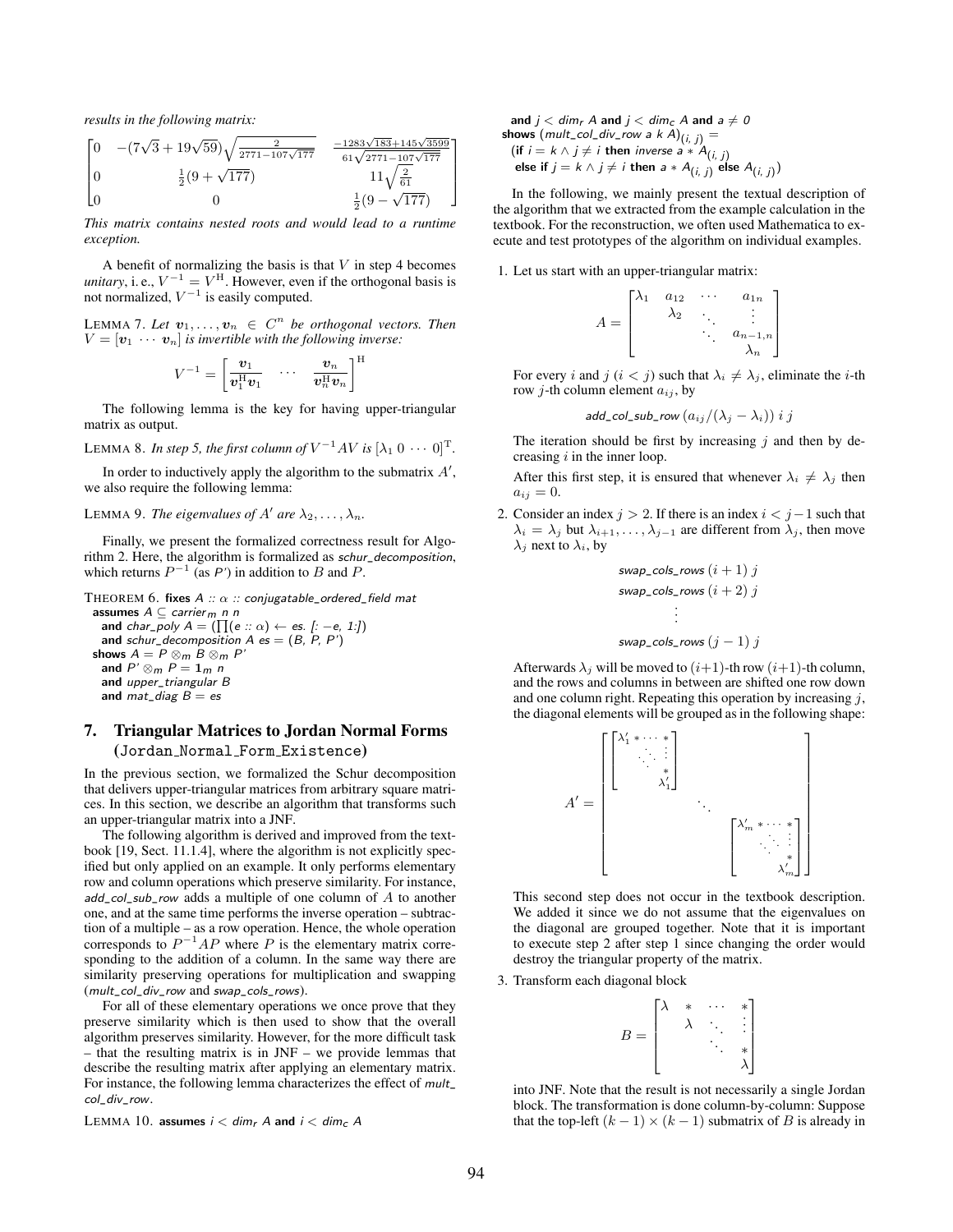*results in the following matrix:*

$$\begin{bmatrix} 0 & -(7\sqrt{3}+19\sqrt{59})\sqrt{\frac{2}{2771-107\sqrt{177}}} & \frac{-1283\sqrt{183}+145\sqrt{3599}}{61\sqrt{2771-107\sqrt{177}}} \\ 0 & \frac{1}{2}(9+\sqrt{177}) & 11\sqrt{\frac{2}{61}} \\ 0 & 0 & \frac{1}{2}(9-\sqrt{177}) \end{bmatrix}$$

*This matrix contains nested roots and would lead to a runtime exception.*

A benefit of normalizing the basis is that $V$ in step 4 becomes *unitary*, i. e., $V^{-1} = V^{\mathrm{H}}$. However, even if the orthogonal basis is not normalized, $V^{-1}$ is easily computed.

LEMMA 7. *Let $\boldsymbol{v}_1, \dots, \boldsymbol{v}_n \in C^n$ be orthogonal vectors. Then $V = [\boldsymbol{v}_1 \cdots \boldsymbol{v}_n]$ is invertible with the following inverse:*

$$V^{-1} = \left[ \frac{\boldsymbol{v}_1}{\boldsymbol{v}_1^{\mathrm{H}}\boldsymbol{v}_1} \quad \cdots \quad \frac{\boldsymbol{v}_n}{\boldsymbol{v}_n^{\mathrm{H}}\boldsymbol{v}_n} \right]^{\mathrm{H}}$$

The following lemma is the key for having upper-triangular matrix as output.

LEMMA 8. *In step 5, the first column of $V^{-1}AV$ is $[\lambda_1\ 0 \cdots 0]^{\mathrm{T}}$.*

In order to inductively apply the algorithm to the submatrix $A'$, we also require the following lemma:

LEMMA 9. *The eigenvalues of $A'$ are $\lambda_2, \dots, \lambda_n$.*

Finally, we present the formalized correctness result for Algorithm 2. Here, the algorithm is formalized as *schur_decomposition*, which returns $P^{-1}$ (as *P'*) in addition to $B$ and $P$.

THEOREM 6. **fixes** *A :: α :: conjugatable_ordered_field mat*
**assumes** *A ⊆ carrier$_m$ n n*
**and** *char_poly A = (∏(e :: α) ← es. [: −e, 1:])*
**and** *schur_decomposition A es = (B, P, P')*
**shows** *A = P ⊗$_m$ B ⊗$_m$ P'*
**and** *P' ⊗$_m$ P = 1$_m$ n*
**and** *upper_triangular B*
**and** *mat_diag B = es*

## 7. Triangular Matrices to Jordan Normal Forms (Jordan_Normal_Form_Existence)

In the previous section, we formalized the Schur decomposition that delivers upper-triangular matrices from arbitrary square matrices. In this section, we describe an algorithm that transforms such an upper-triangular matrix into a JNF.

The following algorithm is derived and improved from the textbook [19, Sect. 11.1.4], where the algorithm is not explicitly specified but only applied on an example. It only performs elementary row and column operations which preserve similarity. For instance, *add_col_sub_row* adds a multiple of one column of $A$ to another one, and at the same time performs the inverse operation – subtraction of a multiple – as a row operation. Hence, the whole operation corresponds to $P^{-1}AP$ where $P$ is the elementary matrix corresponding to the addition of a column. In the same way there are similarity preserving operations for multiplication and swapping (*mult_col_div_row* and *swap_cols_rows*).

For all of these elementary operations we once prove that they preserve similarity which is then used to show that the overall algorithm preserves similarity. However, for the more difficult task – that the resulting matrix is in JNF – we provide lemmas that describe the resulting matrix after applying an elementary matrix. For instance, the following lemma characterizes the effect of *mult_col_div_row*.

LEMMA 10. **assumes** *i < dim$_r$ A* **and** *i < dim$_c$ A*
**and** *j < dim$_r$ A* **and** *j < dim$_c$ A* **and** *a ≠ 0*
**shows** *(mult_col_div_row a k A)$_{(i,\ j)}$ =*
*(***if** *i = k ∧ j ≠ i* **then** *inverse a ∗ A$_{(i,\ j)}$*
**else if** *j = k ∧ j ≠ i* **then** *a ∗ A$_{(i,\ j)}$* **else** *A$_{(i,\ j)}$)*

In the following, we mainly present the textual description of the algorithm that we extracted from the example calculation in the textbook. For the reconstruction, we often used Mathematica to execute and test prototypes of the algorithm on individual examples.

1. Let us start with an upper-triangular matrix:

$$A = \begin{bmatrix} \lambda_1 & a_{12} & \cdots & a_{1n} \\ & \lambda_2 & \ddots & \vdots \\ & & \ddots & a_{n-1,n} \\ & & & \lambda_n \end{bmatrix}$$

For every $i$ and $j$ ($i < j$) such that $\lambda_i \neq \lambda_j$, eliminate the $i$-th row $j$-th column element $a_{ij}$, by

*add_col_sub_row* $(a_{ij}/(\lambda_j - \lambda_i))\ i\ j$

The iteration should be first by increasing $j$ and then by decreasing $i$ in the inner loop.

After this first step, it is ensured that whenever $\lambda_i \neq \lambda_j$ then $a_{ij} = 0$.

2. Consider an index $j > 2$. If there is an index $i < j-1$ such that $\lambda_i = \lambda_j$ but $\lambda_{i+1}, \dots, \lambda_{j-1}$ are different from $\lambda_j$, then move $\lambda_j$ next to $\lambda_i$, by

*swap_cols_rows* $(i+1)\ j$
*swap_cols_rows* $(i+2)\ j$
$\vdots$
*swap_cols_rows* $(j-1)\ j$

Afterwards $\lambda_j$ will be moved to $(i+1)$-th row $(i+1)$-th column, and the rows and columns in between are shifted one row down and one column right. Repeating this operation by increasing $j$, the diagonal elements will be grouped as in the following shape:

$$A' = \begin{bmatrix} \begin{bmatrix} \lambda'_1 & * & \cdots & * \\ & \ddots & \ddots & \vdots \\ & & \ddots & * \\ & & & \lambda'_1 \end{bmatrix} & & \\ & \ddots & \\ & & \begin{bmatrix} \lambda'_m & * & \cdots & * \\ & \ddots & \ddots & \vdots \\ & & \ddots & * \\ & & & \lambda'_m \end{bmatrix} \end{bmatrix}$$

This second step does not occur in the textbook description. We added it since we do not assume that the eigenvalues on the diagonal are grouped together. Note that it is important to execute step 2 after step 1 since changing the order would destroy the triangular property of the matrix.

3. Transform each diagonal block

$$B = \begin{bmatrix} \lambda & * & \cdots & * \\ & \lambda & \ddots & \vdots \\ & & \ddots & * \\ & & & \lambda \end{bmatrix}$$

into JNF. Note that the result is not necessarily a single Jordan block. The transformation is done column-by-column: Suppose that the top-left $(k-1) \times (k-1)$ submatrix of $B$ is already in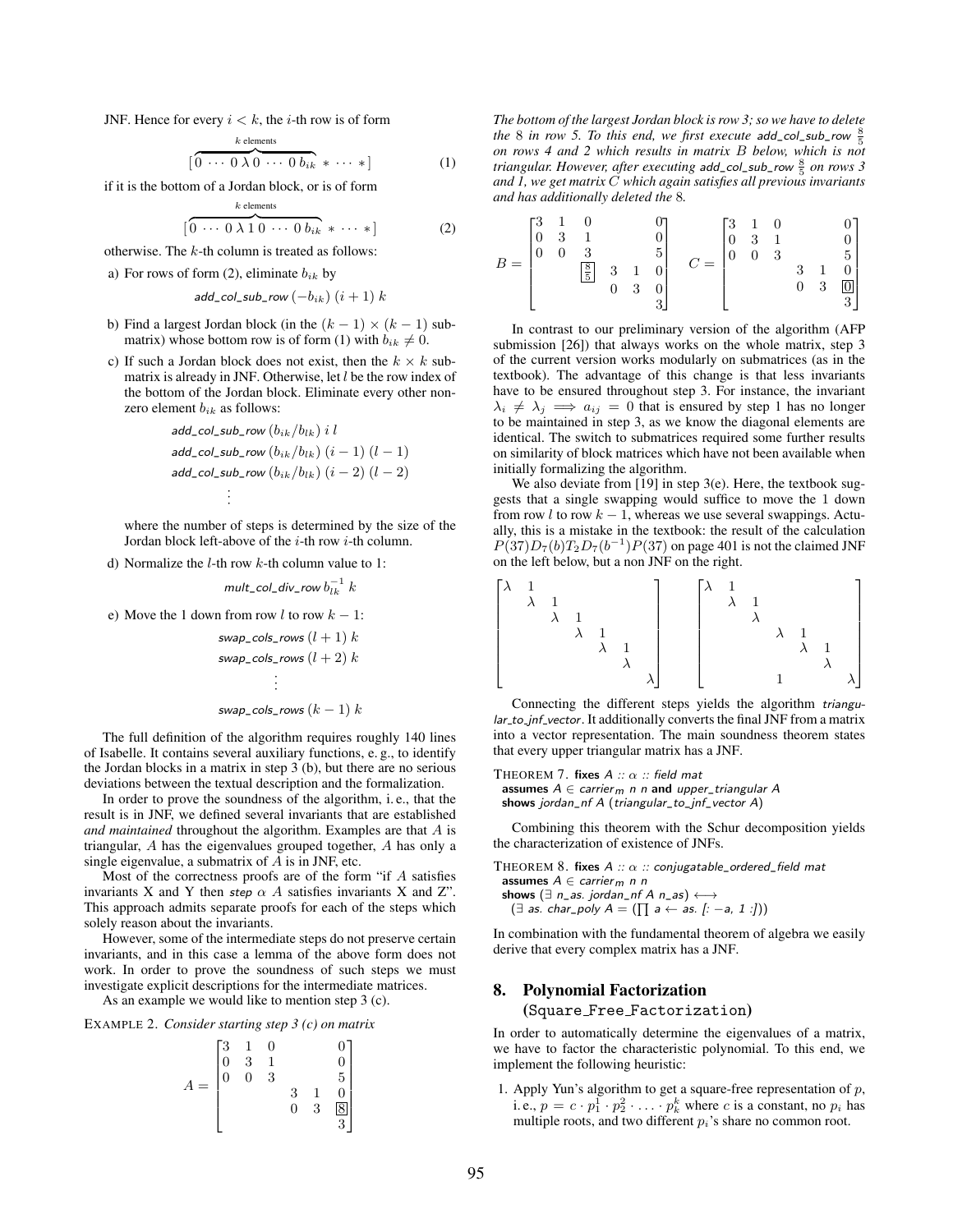JNF. Hence for every $i < k$, the $i$-th row is of form

$$[\overbrace{0 \cdots 0\, \lambda\, 0 \cdots 0\, b_{ik}}^{k \text{ elements}} * \cdots *] \tag{1}$$

if it is the bottom of a Jordan block, or is of form

$$[\overbrace{0 \cdots 0\, \lambda\, 1\, 0 \cdots 0\, b_{ik}}^{k \text{ elements}} * \cdots *] \tag{2}$$

otherwise. The $k$-th column is treated as follows:

a) For rows of form (2), eliminate $b_{ik}$ by

$$\textsf{add\_col\_sub\_row}\ (-b_{ik})\ (i+1)\ k$$

b) Find a largest Jordan block (in the $(k-1) \times (k-1)$ submatrix) whose bottom row is of form (1) with $b_{ik} \neq 0$.

c) If such a Jordan block does not exist, then the $k \times k$ submatrix is already in JNF. Otherwise, let $l$ be the row index of the bottom of the Jordan block. Eliminate every other nonzero element $b_{ik}$ as follows:

$$\begin{gathered}\textsf{add\_col\_sub\_row}\ (b_{ik}/b_{lk})\ i\ l \\ \textsf{add\_col\_sub\_row}\ (b_{ik}/b_{lk})\ (i-1)\ (l-1) \\ \textsf{add\_col\_sub\_row}\ (b_{ik}/b_{lk})\ (i-2)\ (l-2) \\ \vdots\end{gathered}$$

where the number of steps is determined by the size of the Jordan block left-above of the $i$-th row $i$-th column.

d) Normalize the $l$-th row $k$-th column value to 1:

$$\textsf{mult\_col\_div\_row}\ b_{lk}^{-1}\ k$$

e) Move the 1 down from row $l$ to row $k-1$:

$$\begin{gathered}\textsf{swap\_cols\_rows}\ (l+1)\ k \\ \textsf{swap\_cols\_rows}\ (l+2)\ k \\ \vdots \\ \textsf{swap\_cols\_rows}\ (k-1)\ k\end{gathered}$$

The full definition of the algorithm requires roughly 140 lines of Isabelle. It contains several auxiliary functions, e. g., to identify the Jordan blocks in a matrix in step 3 (b), but there are no serious deviations between the textual description and the formalization.

In order to prove the soundness of the algorithm, i. e., that the result is in JNF, we defined several invariants that are established *and maintained* throughout the algorithm. Examples are that $A$ is triangular, $A$ has the eigenvalues grouped together, $A$ has only a single eigenvalue, a submatrix of $A$ is in JNF, etc.

Most of the correctness proofs are of the form "if $A$ satisfies invariants X and Y then *step* $\alpha$ $A$ satisfies invariants X and Z". This approach admits separate proofs for each of the steps which solely reason about the invariants.

However, some of the intermediate steps do not preserve certain invariants, and in this case a lemma of the above form does not work. In order to prove the soundness of such steps we must investigate explicit descriptions for the intermediate matrices.

As an example we would like to mention step 3 (c).

EXAMPLE 2. *Consider starting step 3 (c) on matrix*

$$A = \begin{bmatrix} 3 & 1 & 0 & & & 0 \\ 0 & 3 & 1 & & & 0 \\ 0 & 0 & 3 & & & 5 \\ & & & 3 & 1 & 0 \\ & & & 0 & 3 & \boxed{8} \\ & & & & & 3 \end{bmatrix}$$

*The bottom of the largest Jordan block is row 3; so we have to delete the 8 in row 5. To this end, we first execute* add_col_sub_row $\frac{8}{5}$ *on rows 4 and 2 which results in matrix $B$ below, which is not triangular. However, after executing* add_col_sub_row $\frac{8}{5}$ *on rows 3 and 1, we get matrix $C$ which again satisfies all previous invariants and has additionally deleted the 8.*

$$B = \begin{bmatrix} 3 & 1 & 0 & & & 0 \\ 0 & 3 & 1 & & & 0 \\ 0 & 0 & 3 & & & 5 \\ & & \boxed{\frac{8}{5}} & 3 & 1 & 0 \\ & & & 0 & 3 & 0 \\ & & & & & 3 \end{bmatrix} \quad C = \begin{bmatrix} 3 & 1 & 0 & & & 0 \\ 0 & 3 & 1 & & & 0 \\ 0 & 0 & 3 & & & 5 \\ & & & 3 & 1 & 0 \\ & & & 0 & 3 & \boxed{0} \\ & & & & & 3 \end{bmatrix}$$

In contrast to our preliminary version of the algorithm (AFP submission [26]) that always works on the whole matrix, step 3 of the current version works modularly on submatrices (as in the textbook). The advantage of this change is that less invariants have to be ensured throughout step 3. For instance, the invariant $\lambda_i \neq \lambda_j \implies a_{ij} = 0$ that is ensured by step 1 has no longer to be maintained in step 3, as we know the diagonal elements are identical. The switch to submatrices required some further results on similarity of block matrices which have not been available when initially formalizing the algorithm.

We also deviate from [19] in step 3(e). Here, the textbook suggests that a single swapping would suffice to move the 1 down from row $l$ to row $k-1$, whereas we use several swappings. Actually, this is a mistake in the textbook: the result of the calculation $P(37)D_7(b)T_2D_7(b^{-1})P(37)$ on page 401 is not the claimed JNF on the left below, but a non JNF on the right.

$$\begin{bmatrix} \lambda & 1 & & & & & \\ & \lambda & 1 & & & & \\ & & \lambda & 1 & & & \\ & & & \lambda & 1 & & \\ & & & & \lambda & 1 & \\ & & & & & \lambda & \\ & & & & & & \lambda \end{bmatrix} \quad \begin{bmatrix} \lambda & 1 & & & & & \\ & \lambda & 1 & & & & \\ & & \lambda & & & & \\ & & & \lambda & 1 & & \\ & & & & \lambda & 1 & \\ & & & & & \lambda & \\ & & & 1 & & & \lambda \end{bmatrix}$$

Connecting the different steps yields the algorithm *triangular_to_jnf_vector*. It additionally converts the final JNF from a matrix into a vector representation. The main soundness theorem states that every upper triangular matrix has a JNF.

THEOREM 7. **fixes** *A :: α :: field mat*
**assumes** $A \in$ *carrier*$_m$ *n n* **and** *upper_triangular A*
**shows** *jordan_nf A (triangular_to_jnf_vector A)*

Combining this theorem with the Schur decomposition yields the characterization of existence of JNFs.

THEOREM 8. **fixes** *A :: α :: conjugatable_ordered_field mat*
**assumes** $A \in$ *carrier*$_m$ *n n*
**shows** $(\exists$ *n_as. jordan_nf A n_as*$) \longleftrightarrow$
$(\exists$ *as. char_poly A* $= (\prod$ *a* $\leftarrow$ *as.* $[: -a, 1 :]))$

In combination with the fundamental theorem of algebra we easily derive that every complex matrix has a JNF.

## 8. Polynomial Factorization (`Square_Free_Factorization`)

In order to automatically determine the eigenvalues of a matrix, we have to factor the characteristic polynomial. To this end, we implement the following heuristic:

1. Apply Yun's algorithm to get a square-free representation of $p$, i. e., $p = c \cdot p_1^1 \cdot p_2^2 \cdot \ldots \cdot p_k^k$ where $c$ is a constant, no $p_i$ has multiple roots, and two different $p_i$'s share no common root.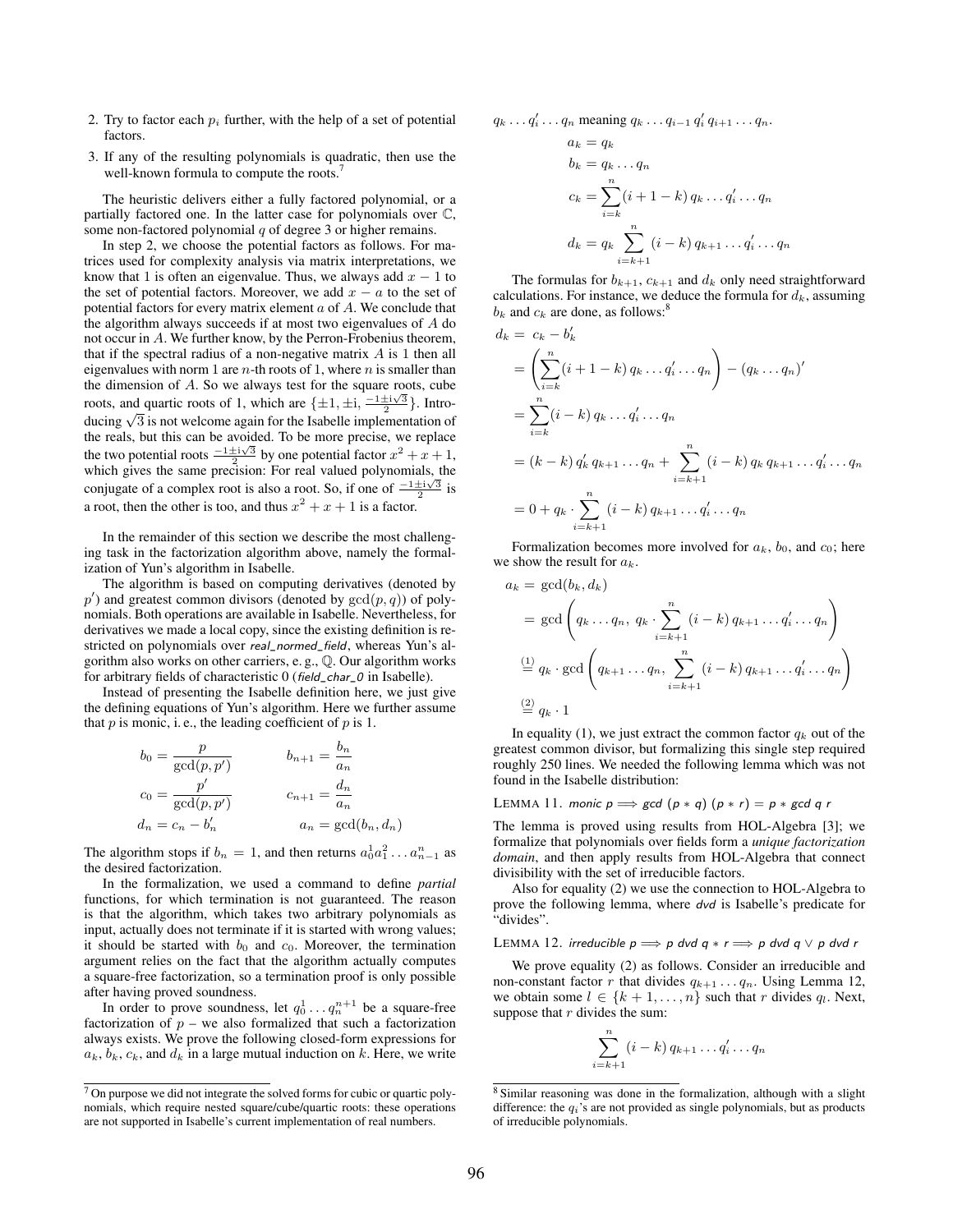2. Try to factor each $p_i$ further, with the help of a set of potential factors.
3. If any of the resulting polynomials is quadratic, then use the well-known formula to compute the roots.[7]

The heuristic delivers either a fully factored polynomial, or a partially factored one. In the latter case for polynomials over $\mathbb{C}$, some non-factored polynomial $q$ of degree 3 or higher remains.

In step 2, we choose the potential factors as follows. For matrices used for complexity analysis via matrix interpretations, we know that 1 is often an eigenvalue. Thus, we always add $x - 1$ to the set of potential factors. Moreover, we add $x - a$ to the set of potential factors for every matrix element $a$ of $A$. We conclude that the algorithm always succeeds if at most two eigenvalues of $A$ do not occur in $A$. We further know, by the Perron-Frobenius theorem, that if the spectral radius of a non-negative matrix $A$ is 1 then all eigenvalues with norm 1 are $n$-th roots of 1, where $n$ is smaller than the dimension of $A$. So we always test for the square roots, cube roots, and quartic roots of 1, which are $\{\pm 1, \pm \mathrm{i}, \frac{-1 \pm \mathrm{i}\sqrt{3}}{2}\}$. Introducing $\sqrt{3}$ is not welcome again for the Isabelle implementation of the reals, but this can be avoided. To be more precise, we replace the two potential roots $\frac{-1 \pm \mathrm{i}\sqrt{3}}{2}$ by one potential factor $x^2 + x + 1$, which gives the same precision: For real valued polynomials, the conjugate of a complex root is also a root. So, if one of $\frac{-1 \pm \mathrm{i}\sqrt{3}}{2}$ is a root, then the other is too, and thus $x^2 + x + 1$ is a factor.

In the remainder of this section we describe the most challenging task in the factorization algorithm above, namely the formalization of Yun's algorithm in Isabelle.

The algorithm is based on computing derivatives (denoted by $p'$) and greatest common divisors (denoted by $\gcd(p, q)$) of polynomials. Both operations are available in Isabelle. Nevertheless, for derivatives we made a local copy, since the existing definition is restricted on polynomials over *real_normed_field*, whereas Yun's algorithm also works on other carriers, e. g., $\mathbb{Q}$. Our algorithm works for arbitrary fields of characteristic 0 (*field_char_0* in Isabelle).

Instead of presenting the Isabelle definition here, we just give the defining equations of Yun's algorithm. Here we further assume that $p$ is monic, i. e., the leading coefficient of $p$ is 1.

$$
\begin{aligned}
b_0 &= \frac{p}{\gcd(p, p')} & b_{n+1} &= \frac{b_n}{a_n} \\
c_0 &= \frac{p'}{\gcd(p, p')} & c_{n+1} &= \frac{d_n}{a_n} \\
d_n &= c_n - b_n' & a_n &= \gcd(b_n, d_n)
\end{aligned}
$$

The algorithm stops if $b_n = 1$, and then returns $a_0^1 a_1^2 \dots a_{n-1}^n$ as the desired factorization.

In the formalization, we used a command to define *partial* functions, for which termination is not guaranteed. The reason is that the algorithm, which takes two arbitrary polynomials as input, actually does not terminate if it is started with wrong values; it should be started with $b_0$ and $c_0$. Moreover, the termination argument relies on the fact that the algorithm actually computes a square-free factorization, so a termination proof is only possible after having proved soundness.

In order to prove soundness, let $q_0^1 \dots q_n^{n+1}$ be a square-free factorization of $p$ – we also formalized that such a factorization always exists. We prove the following closed-form expressions for $a_k, b_k, c_k$, and $d_k$ in a large mutual induction on $k$. Here, we write $q_k \dots q_i' \dots q_n$ meaning $q_k \dots q_{i-1}\, q_i'\, q_{i+1} \dots q_n$.

$$
\begin{aligned}
a_k &= q_k \\
b_k &= q_k \dots q_n \\
c_k &= \sum_{i=k}^{n} (i + 1 - k)\, q_k \dots q_i' \dots q_n \\
d_k &= q_k \sum_{i=k+1}^{n} (i - k)\, q_{k+1} \dots q_i' \dots q_n
\end{aligned}
$$

The formulas for $b_{k+1}$, $c_{k+1}$ and $d_k$ only need straightforward calculations. For instance, we deduce the formula for $d_k$, assuming $b_k$ and $c_k$ are done, as follows:[8]

$$
\begin{aligned}
d_k &= c_k - b_k' \\
&= \left( \sum_{i=k}^{n} (i + 1 - k)\, q_k \dots q_i' \dots q_n \right) - (q_k \dots q_n)' \\
&= \sum_{i=k}^{n} (i - k)\, q_k \dots q_i' \dots q_n \\
&= (k - k)\, q_k'\, q_{k+1} \dots q_n + \sum_{i=k+1}^{n} (i - k)\, q_k\, q_{k+1} \dots q_i' \dots q_n \\
&= 0 + q_k \cdot \sum_{i=k+1}^{n} (i - k)\, q_{k+1} \dots q_i' \dots q_n
\end{aligned}
$$

Formalization becomes more involved for $a_k$, $b_0$, and $c_0$; here we show the result for $a_k$.

$$
\begin{aligned}
a_k &= \gcd(b_k, d_k) \\
&= \gcd\left( q_k \dots q_n,\ q_k \cdot \sum_{i=k+1}^{n} (i - k)\, q_{k+1} \dots q_i' \dots q_n \right) \\
&\overset{(1)}{=} q_k \cdot \gcd\left( q_{k+1} \dots q_n,\ \sum_{i=k+1}^{n} (i - k)\, q_{k+1} \dots q_i' \dots q_n \right) \\
&\overset{(2)}{=} q_k \cdot 1
\end{aligned}
$$

In equality (1), we just extract the common factor $q_k$ out of the greatest common divisor, but formalizing this single step required roughly 250 lines. We needed the following lemma which was not found in the Isabelle distribution:

LEMMA 11. *monic p ⟹ gcd (p ∗ q) (p ∗ r) = p ∗ gcd q r*

The lemma is proved using results from HOL-Algebra [3]; we formalize that polynomials over fields form a *unique factorization domain*, and then apply results from HOL-Algebra that connect divisibility with the set of irreducible factors.

Also for equality (2) we use the connection to HOL-Algebra to prove the following lemma, where *dvd* is Isabelle's predicate for "divides".

LEMMA 12. *irreducible p ⟹ p dvd q ∗ r ⟹ p dvd q ∨ p dvd r*

We prove equality (2) as follows. Consider an irreducible and non-constant factor $r$ that divides $q_{k+1} \dots q_n$. Using Lemma 12, we obtain some $l \in \{k+1, \dots, n\}$ such that $r$ divides $q_l$. Next, suppose that $r$ divides the sum:

$$
\sum_{i=k+1}^{n} (i - k)\, q_{k+1} \dots q_i' \dots q_n
$$

[7] On purpose we did not integrate the solved forms for cubic or quartic polynomials, which require nested square/cube/quartic roots: these operations are not supported in Isabelle's current implementation of real numbers.

[8] Similar reasoning was done in the formalization, although with a slight difference: the $q_i$'s are not provided as single polynomials, but as products of irreducible polynomials.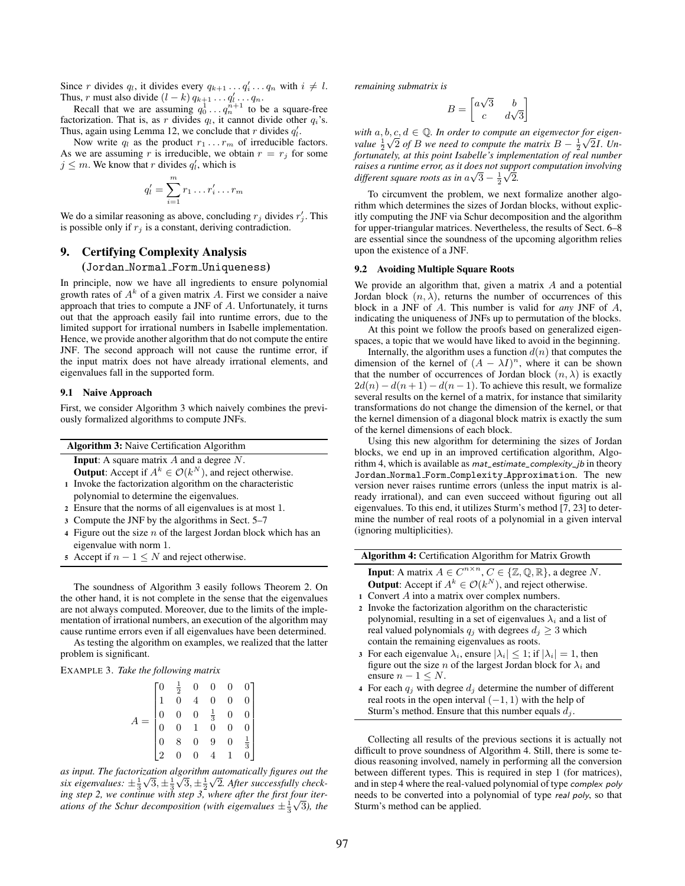Since $r$ divides $q_l$, it divides every $q_{k+1} \dots q_i' \dots q_n$ with $i \neq l$. Thus, $r$ must also divide $(l-k)\, q_{k+1} \dots q_l' \dots q_n$.

Recall that we are assuming $q_0^1 \dots q_n^{n+1}$ to be a square-free factorization. That is, as $r$ divides $q_l$, it cannot divide other $q_i$'s. Thus, again using Lemma 12, we conclude that $r$ divides $q_l'$.

Now write $q_l$ as the product $r_1 \dots r_m$ of irreducible factors. As we are assuming $r$ is irreducible, we obtain $r = r_j$ for some $j \leq m$. We know that $r$ divides $q_l'$, which is

$$q_l' = \sum_{i=1}^{m} r_1 \dots r_i' \dots r_m$$

We do a similar reasoning as above, concluding $r_j$ divides $r_j'$. This is possible only if $r_j$ is a constant, deriving contradiction.

## 9. Certifying Complexity Analysis (Jordan_Normal_Form_Uniqueness)

In principle, now we have all ingredients to ensure polynomial growth rates of $A^k$ of a given matrix $A$. First we consider a naive approach that tries to compute a JNF of $A$. Unfortunately, it turns out that the approach easily fail into runtime errors, due to the limited support for irrational numbers in Isabelle implementation. Hence, we provide another algorithm that do not compute the entire JNF. The second approach will not cause the runtime error, if the input matrix does not have already irrational elements, and eigenvalues fall in the supported form.

### 9.1 Naive Approach

First, we consider Algorithm 3 which naively combines the previously formalized algorithms to compute JNFs.

**Algorithm 3:** Naive Certification Algorithm

**Input**: A square matrix $A$ and a degree $N$.
**Output**: Accept if $A^k \in \mathcal{O}(k^N)$, and reject otherwise.

1. Invoke the factorization algorithm on the characteristic polynomial to determine the eigenvalues.
2. Ensure that the norms of all eigenvalues is at most 1.
3. Compute the JNF by the algorithms in Sect. 5–7
4. Figure out the size $n$ of the largest Jordan block which has an eigenvalue with norm 1.
5. Accept if $n - 1 \leq N$ and reject otherwise.

The soundness of Algorithm 3 easily follows Theorem 2. On the other hand, it is not complete in the sense that the eigenvalues are not always computed. Moreover, due to the limits of the implementation of irrational numbers, an execution of the algorithm may cause runtime errors even if all eigenvalues have been determined.

As testing the algorithm on examples, we realized that the latter problem is significant.

EXAMPLE 3. *Take the following matrix*

$$A = \begin{bmatrix} 0 & \frac{1}{2} & 0 & 0 & 0 & 0 \\ 1 & 0 & 4 & 0 & 0 & 0 \\ 0 & 0 & 0 & \frac{1}{3} & 0 & 0 \\ 0 & 0 & 1 & 0 & 0 & 0 \\ 0 & 8 & 0 & 9 & 0 & \frac{1}{3} \\ 2 & 0 & 0 & 4 & 1 & 0 \end{bmatrix}$$

*as input. The factorization algorithm automatically figures out the six eigenvalues: $\pm\frac{1}{3}\sqrt{3}, \pm\frac{1}{3}\sqrt{3}, \pm\frac{1}{2}\sqrt{2}$. After successfully checking step 2, we continue with step 3, where after the first four iterations of the Schur decomposition (with eigenvalues $\pm\frac{1}{3}\sqrt{3}$), the remaining submatrix is*

$$B = \begin{bmatrix} a\sqrt{3} & b \\ c & d\sqrt{3} \end{bmatrix}$$

*with $a, b, c, d \in \mathbb{Q}$. In order to compute an eigenvector for eigenvalue $\frac{1}{2}\sqrt{2}$ of $B$ we need to compute the matrix $B - \frac{1}{2}\sqrt{2}I$. Unfortunately, at this point Isabelle's implementation of real number raises a runtime error, as it does not support computation involving different square roots as in $a\sqrt{3} - \frac{1}{2}\sqrt{2}$.*

To circumvent the problem, we next formalize another algorithm which determines the sizes of Jordan blocks, without explicitly computing the JNF via Schur decomposition and the algorithm for upper-triangular matrices. Nevertheless, the results of Sect. 6–8 are essential since the soundness of the upcoming algorithm relies upon the existence of a JNF.

### 9.2 Avoiding Multiple Square Roots

We provide an algorithm that, given a matrix $A$ and a potential Jordan block $(n, \lambda)$, returns the number of occurrences of this block in a JNF of $A$. This number is valid for *any* JNF of $A$, indicating the uniqueness of JNFs up to permutation of the blocks.

At this point we follow the proofs based on generalized eigenspaces, a topic that we would have liked to avoid in the beginning.

Internally, the algorithm uses a function $d(n)$ that computes the dimension of the kernel of $(A - \lambda I)^n$, where it can be shown that the number of occurrences of Jordan block $(n, \lambda)$ is exactly $2d(n) - d(n+1) - d(n-1)$. To achieve this result, we formalize several results on the kernel of a matrix, for instance that similarity transformations do not change the dimension of the kernel, or that the kernel dimension of a diagonal block matrix is exactly the sum of the kernel dimensions of each block.

Using this new algorithm for determining the sizes of Jordan blocks, we end up in an improved certification algorithm, Algorithm 4, which is available as *mat_estimate_complexity_jb* in theory Jordan_Normal_Form_Complexity_Approximation. The new version never raises runtime errors (unless the input matrix is already irrational), and can even succeed without figuring out all eigenvalues. To this end, it utilizes Sturm's method [7, 23] to determine the number of real roots of a polynomial in a given interval (ignoring multiplicities).

**Algorithm 4:** Certification Algorithm for Matrix Growth

**Input**: A matrix $A \in C^{n \times n}$, $C \in \{\mathbb{Z}, \mathbb{Q}, \mathbb{R}\}$, a degree $N$.
**Output**: Accept if $A^k \in \mathcal{O}(k^N)$, and reject otherwise.

1. Convert $A$ into a matrix over complex numbers.
2. Invoke the factorization algorithm on the characteristic polynomial, resulting in a set of eigenvalues $\lambda_i$ and a list of real valued polynomials $q_j$ with degrees $d_j \geq 3$ which contain the remaining eigenvalues as roots.
3. For each eigenvalue $\lambda_i$, ensure $|\lambda_i| \leq 1$; if $|\lambda_i| = 1$, then figure out the size $n$ of the largest Jordan block for $\lambda_i$ and ensure $n - 1 \leq N$.
4. For each $q_j$ with degree $d_j$ determine the number of different real roots in the open interval $(-1, 1)$ with the help of Sturm's method. Ensure that this number equals $d_j$.

Collecting all results of the previous sections it is actually not difficult to prove soundness of Algorithm 4. Still, there is some tedious reasoning involved, namely in performing all the conversion between different types. This is required in step 1 (for matrices), and in step 4 where the real-valued polynomial of type *complex poly* needs to be converted into a polynomial of type *real poly*, so that Sturm's method can be applied.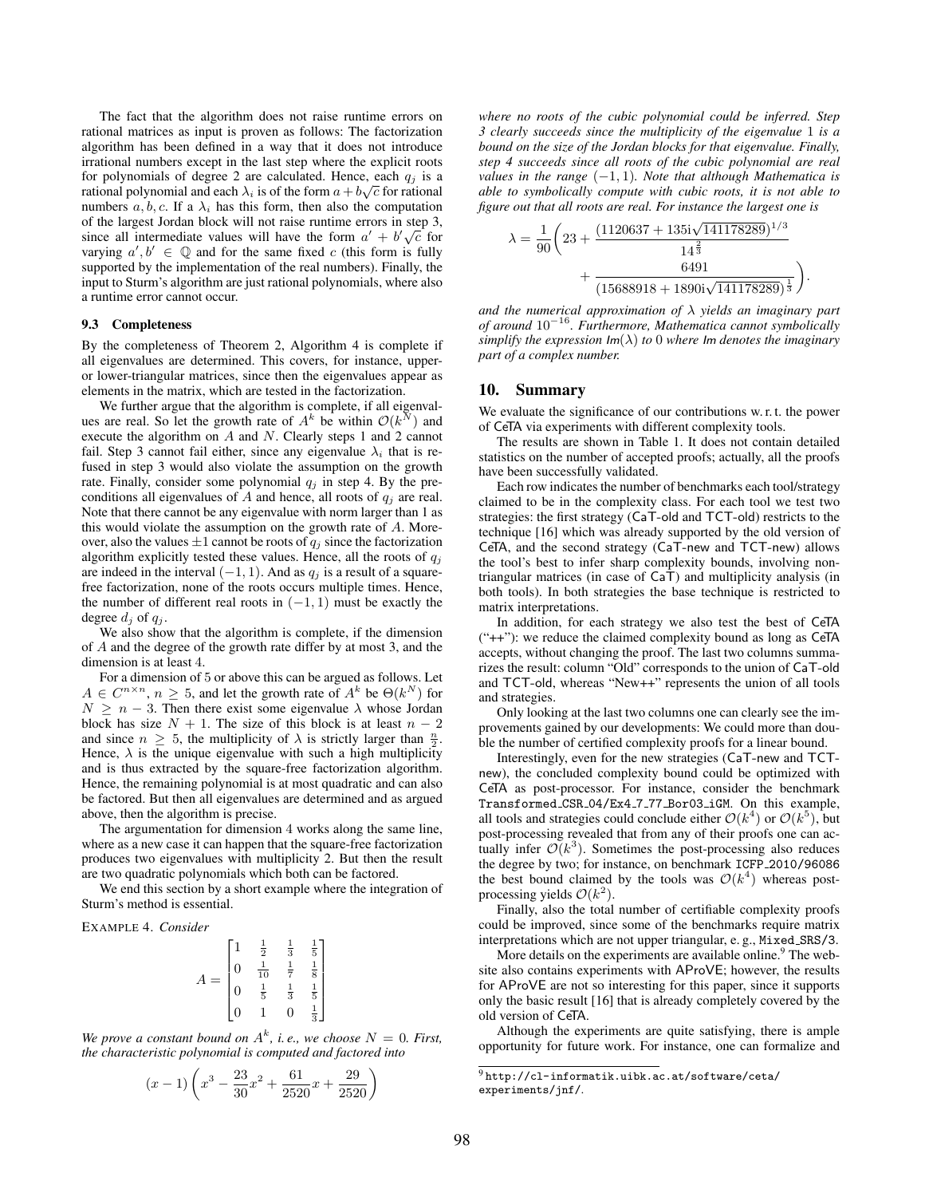The fact that the algorithm does not raise runtime errors on rational matrices as input is proven as follows: The factorization algorithm has been defined in a way that it does not introduce irrational numbers except in the last step where the explicit roots for polynomials of degree 2 are calculated. Hence, each $q_j$ is a rational polynomial and each $\lambda_i$ is of the form $a + b\sqrt{c}$ for rational numbers $a, b, c$. If a $\lambda_i$ has this form, then also the computation of the largest Jordan block will not raise runtime errors in step 3, since all intermediate values will have the form $a' + b'\sqrt{c}$ for varying $a', b' \in \mathbb{Q}$ and for the same fixed $c$ (this form is fully supported by the implementation of the real numbers). Finally, the input to Sturm's algorithm are just rational polynomials, where also a runtime error cannot occur.

### 9.3 Completeness

By the completeness of Theorem 2, Algorithm 4 is complete if all eigenvalues are determined. This covers, for instance, upper- or lower-triangular matrices, since then the eigenvalues appear as elements in the matrix, which are tested in the factorization.

We further argue that the algorithm is complete, if all eigenvalues are real. So let the growth rate of $A^k$ be within $\mathcal{O}(k^N)$ and execute the algorithm on $A$ and $N$. Clearly steps 1 and 2 cannot fail. Step 3 cannot fail either, since any eigenvalue $\lambda_i$ that is refused in step 3 would also violate the assumption on the growth rate. Finally, consider some polynomial $q_j$ in step 4. By the preconditions all eigenvalues of $A$ and hence, all roots of $q_j$ are real. Note that there cannot be any eigenvalue with norm larger than 1 as this would violate the assumption on the growth rate of $A$. Moreover, also the values $\pm 1$ cannot be roots of $q_j$ since the factorization algorithm explicitly tested these values. Hence, all the roots of $q_j$ are indeed in the interval $(-1, 1)$. And as $q_j$ is a result of a square-free factorization, none of the roots occurs multiple times. Hence, the number of different real roots in $(-1, 1)$ must be exactly the degree $d_j$ of $q_j$.

We also show that the algorithm is complete, if the dimension of $A$ and the degree of the growth rate differ by at most 3, and the dimension is at least 4.

For a dimension of 5 or above this can be argued as follows. Let $A \in C^{n \times n}$, $n \geq 5$, and let the growth rate of $A^k$ be $\Theta(k^N)$ for $N \geq n - 3$. Then there exist some eigenvalue $\lambda$ whose Jordan block has size $N + 1$. The size of this block is at least $n - 2$ and since $n \geq 5$, the multiplicity of $\lambda$ is strictly larger than $\frac{n}{2}$. Hence, $\lambda$ is the unique eigenvalue with such a high multiplicity and is thus extracted by the square-free factorization algorithm. Hence, the remaining polynomial is at most quadratic and can also be factored. But then all eigenvalues are determined and as argued above, then the algorithm is precise.

The argumentation for dimension 4 works along the same line, where as a new case it can happen that the square-free factorization produces two eigenvalues with multiplicity 2. But then the result are two quadratic polynomials which both can be factored.

We end this section by a short example where the integration of Sturm's method is essential.

EXAMPLE 4. *Consider*

$$A = \begin{bmatrix} 1 & \frac{1}{2} & \frac{1}{3} & \frac{1}{5} \\ 0 & \frac{1}{10} & \frac{1}{7} & \frac{1}{8} \\ 0 & \frac{1}{5} & \frac{1}{3} & \frac{1}{5} \\ 0 & 1 & 0 & \frac{1}{3} \end{bmatrix}$$

*We prove a constant bound on $A^k$, i.e., we choose $N = 0$. First, the characteristic polynomial is computed and factored into*

$$(x - 1)\left(x^3 - \frac{23}{30}x^2 + \frac{61}{2520}x + \frac{29}{2520}\right)$$

*where no roots of the cubic polynomial could be inferred. Step 3 clearly succeeds since the multiplicity of the eigenvalue 1 is a bound on the size of the Jordan blocks for that eigenvalue. Finally, step 4 succeeds since all roots of the cubic polynomial are real values in the range $(-1, 1)$. Note that although Mathematica is able to symbolically compute with cubic roots, it is not able to figure out that all roots are real. For instance the largest one is*

$$\lambda = \frac{1}{90}\left(23 + \frac{(1120637 + 135\mathrm{i}\sqrt{141178289})^{1/3}}{14^{\frac{2}{3}}} + \frac{6491}{(15688918 + 1890\mathrm{i}\sqrt{141178289})^{\frac{1}{3}}}\right).$$

*and the numerical approximation of $\lambda$ yields an imaginary part of around $10^{-16}$. Furthermore, Mathematica cannot symbolically simplify the expression $\mathsf{Im}(\lambda)$ to 0 where $\mathsf{Im}$ denotes the imaginary part of a complex number.*

## 10. Summary

We evaluate the significance of our contributions w. r. t. the power of CeTA via experiments with different complexity tools.

The results are shown in Table 1. It does not contain detailed statistics on the number of accepted proofs; actually, all the proofs have been successfully validated.

Each row indicates the number of benchmarks each tool/strategy claimed to be in the complexity class. For each tool we test two strategies: the first strategy (CaT-old and TCT-old) restricts to the technique [16] which was already supported by the old version of CeTA, and the second strategy (CaT-new and TCT-new) allows the tool's best to infer sharp complexity bounds, involving non-triangular matrices (in case of CaT) and multiplicity analysis (in both tools). In both strategies the base technique is restricted to matrix interpretations.

In addition, for each strategy we also test the best of CeTA ("++"): we reduce the claimed complexity bound as long as CeTA accepts, without changing the proof. The last two columns summarizes the result: column "Old" corresponds to the union of CaT-old and TCT-old, whereas "New++" represents the union of all tools and strategies.

Only looking at the last two columns one can clearly see the improvements gained by our developments: We could more than double the number of certified complexity proofs for a linear bound.

Interestingly, even for the new strategies (CaT-new and TCT-new), the concluded complexity bound could be optimized with CeTA as post-processor. For instance, consider the benchmark `Transformed_CSR_04/Ex4_7_77_Bor03_iGM`. On this example, all tools and strategies could conclude either $\mathcal{O}(k^4)$ or $\mathcal{O}(k^5)$, but post-processing revealed that from any of their proofs one can actually infer $\mathcal{O}(k^3)$. Sometimes the post-processing also reduces the degree by two; for instance, on benchmark `ICFP_2010/96086` the best bound claimed by the tools was $\mathcal{O}(k^4)$ whereas post-processing yields $\mathcal{O}(k^2)$.

Finally, also the total number of certifiable complexity proofs could be improved, since some of the benchmarks require matrix interpretations which are not upper triangular, e. g., `Mixed_SRS/3`.

More details on the experiments are available online.[9] The website also contains experiments with AProVE; however, the results for AProVE are not so interesting for this paper, since it supports only the basic result [16] that is already completely covered by the old version of CeTA.

Although the experiments are quite satisfying, there is ample opportunity for future work. For instance, one can formalize and

[9] `http://cl-informatik.uibk.ac.at/software/ceta/experiments/jnf/`.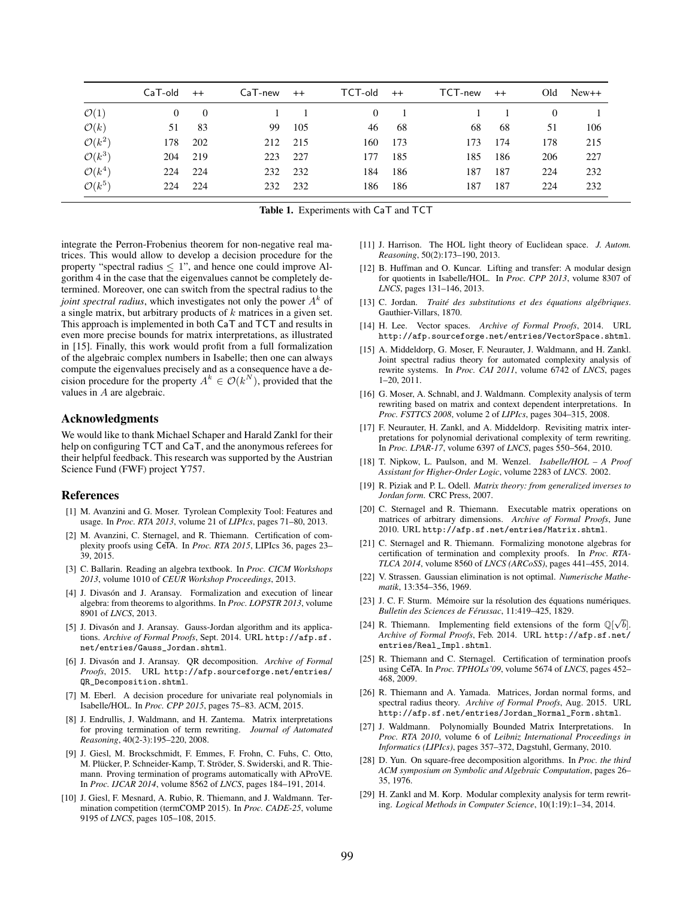| | CaT-old | ++ | CaT-new | ++ | TCT-old | ++ | TCT-new | ++ | Old | New++ |
|---|---|---|---|---|---|---|---|---|---|---|
| $\mathcal{O}(1)$ | 0 | 0 | 1 | 1 | 0 | 1 | 1 | 1 | 0 | 1 |
| $\mathcal{O}(k)$ | 51 | 83 | 99 | 105 | 46 | 68 | 68 | 68 | 51 | 106 |
| $\mathcal{O}(k^2)$ | 178 | 202 | 212 | 215 | 160 | 173 | 173 | 174 | 178 | 215 |
| $\mathcal{O}(k^3)$ | 204 | 219 | 223 | 227 | 177 | 185 | 185 | 186 | 206 | 227 |
| $\mathcal{O}(k^4)$ | 224 | 224 | 232 | 232 | 184 | 186 | 187 | 187 | 224 | 232 |
| $\mathcal{O}(k^5)$ | 224 | 224 | 232 | 232 | 186 | 186 | 187 | 187 | 224 | 232 |

**Table 1.** Experiments with CaT and TCT

integrate the Perron-Frobenius theorem for non-negative real matrices. This would allow to develop a decision procedure for the property "spectral radius $\leq 1$", and hence one could improve Algorithm 4 in the case that the eigenvalues cannot be completely determined. Moreover, one can switch from the spectral radius to the *joint spectral radius*, which investigates not only the power $A^k$ of a single matrix, but arbitrary products of $k$ matrices in a given set. This approach is implemented in both CaT and TCT and results in even more precise bounds for matrix interpretations, as illustrated in [15]. Finally, this work would profit from a full formalization of the algebraic complex numbers in Isabelle; then one can always compute the eigenvalues precisely and as a consequence have a decision procedure for the property $A^k \in \mathcal{O}(k^N)$, provided that the values in $A$ are algebraic.

## Acknowledgments

We would like to thank Michael Schaper and Harald Zankl for their help on configuring TCT and CaT, and the anonymous referees for their helpful feedback. This research was supported by the Austrian Science Fund (FWF) project Y757.

## References

[1] M. Avanzini and G. Moser. Tyrolean Complexity Tool: Features and usage. In *Proc. RTA 2013*, volume 21 of *LIPIcs*, pages 71–80, 2013.

[2] M. Avanzini, C. Sternagel, and R. Thiemann. Certification of complexity proofs using CeTA. In *Proc. RTA 2015*, LIPIcs 36, pages 23–39, 2015.

[3] C. Ballarin. Reading an algebra textbook. In *Proc. CICM Workshops 2013*, volume 1010 of *CEUR Workshop Proceedings*, 2013.

[4] J. Divasón and J. Aransay. Formalization and execution of linear algebra: from theorems to algorithms. In *Proc. LOPSTR 2013*, volume 8901 of *LNCS*, 2013.

[5] J. Divasón and J. Aransay. Gauss-Jordan algorithm and its applications. *Archive of Formal Proofs*, Sept. 2014. URL http://afp.sf.net/entries/Gauss_Jordan.shtml.

[6] J. Divasón and J. Aransay. QR decomposition. *Archive of Formal Proofs*, 2015. URL http://afp.sourceforge.net/entries/QR_Decomposition.shtml.

[7] M. Eberl. A decision procedure for univariate real polynomials in Isabelle/HOL. In *Proc. CPP 2015*, pages 75–83. ACM, 2015.

[8] J. Endrullis, J. Waldmann, and H. Zantema. Matrix interpretations for proving termination of term rewriting. *Journal of Automated Reasoning*, 40(2-3):195–220, 2008.

[9] J. Giesl, M. Brockschmidt, F. Emmes, F. Frohn, C. Fuhs, C. Otto, M. Plücker, P. Schneider-Kamp, T. Ströder, S. Swiderski, and R. Thiemann. Proving termination of programs automatically with AProVE. In *Proc. IJCAR 2014*, volume 8562 of *LNCS*, pages 184–191, 2014.

[10] J. Giesl, F. Mesnard, A. Rubio, R. Thiemann, and J. Waldmann. Termination competition (termCOMP 2015). In *Proc. CADE-25*, volume 9195 of *LNCS*, pages 105–108, 2015.

[11] J. Harrison. The HOL light theory of Euclidean space. *J. Autom. Reasoning*, 50(2):173–190, 2013.

[12] B. Huffman and O. Kuncar. Lifting and transfer: A modular design for quotients in Isabelle/HOL. In *Proc. CPP 2013*, volume 8307 of *LNCS*, pages 131–146, 2013.

[13] C. Jordan. *Traité des substitutions et des équations algébriques*. Gauthier-Villars, 1870.

[14] H. Lee. Vector spaces. *Archive of Formal Proofs*, 2014. URL http://afp.sourceforge.net/entries/VectorSpace.shtml.

[15] A. Middeldorp, G. Moser, F. Neurauter, J. Waldmann, and H. Zankl. Joint spectral radius theory for automated complexity analysis of rewrite systems. In *Proc. CAI 2011*, volume 6742 of *LNCS*, pages 1–20, 2011.

[16] G. Moser, A. Schnabl, and J. Waldmann. Complexity analysis of term rewriting based on matrix and context dependent interpretations. In *Proc. FSTTCS 2008*, volume 2 of *LIPIcs*, pages 304–315, 2008.

[17] F. Neurauter, H. Zankl, and A. Middeldorp. Revisiting matrix interpretations for polynomial derivational complexity of term rewriting. In *Proc. LPAR-17*, volume 6397 of *LNCS*, pages 550–564, 2010.

[18] T. Nipkow, L. Paulson, and M. Wenzel. *Isabelle/HOL – A Proof Assistant for Higher-Order Logic*, volume 2283 of *LNCS*. 2002.

[19] R. Piziak and P. L. Odell. *Matrix theory: from generalized inverses to Jordan form*. CRC Press, 2007.

[20] C. Sternagel and R. Thiemann. Executable matrix operations on matrices of arbitrary dimensions. *Archive of Formal Proofs*, June 2010. URL http://afp.sf.net/entries/Matrix.shtml.

[21] C. Sternagel and R. Thiemann. Formalizing monotone algebras for certification of termination and complexity proofs. In *Proc. RTA-TLCA 2014*, volume 8560 of *LNCS (ARCoSS)*, pages 441–455, 2014.

[22] V. Strassen. Gaussian elimination is not optimal. *Numerische Mathematik*, 13:354–356, 1969.

[23] J. C. F. Sturm. Mémoire sur la résolution des équations numériques. *Bulletin des Sciences de Férussac*, 11:419–425, 1829.

[24] R. Thiemann. Implementing field extensions of the form $\mathbb{Q}[\sqrt{b}]$. *Archive of Formal Proofs*, Feb. 2014. URL http://afp.sf.net/entries/Real_Impl.shtml.

[25] R. Thiemann and C. Sternagel. Certification of termination proofs using CeTA. In *Proc. TPHOLs'09*, volume 5674 of *LNCS*, pages 452–468, 2009.

[26] R. Thiemann and A. Yamada. Matrices, Jordan normal forms, and spectral radius theory. *Archive of Formal Proofs*, Aug. 2015. URL http://afp.sf.net/entries/Jordan_Normal_Form.shtml.

[27] J. Waldmann. Polynomially Bounded Matrix Interpretations. In *Proc. RTA 2010*, volume 6 of *Leibniz International Proceedings in Informatics (LIPIcs)*, pages 357–372, Dagstuhl, Germany, 2010.

[28] D. Yun. On square-free decomposition algorithms. In *Proc. the third ACM symposium on Symbolic and Algebraic Computation*, pages 26–35, 1976.

[29] H. Zankl and M. Korp. Modular complexity analysis for term rewriting. *Logical Methods in Computer Science*, 10(1:19):1–34, 2014.